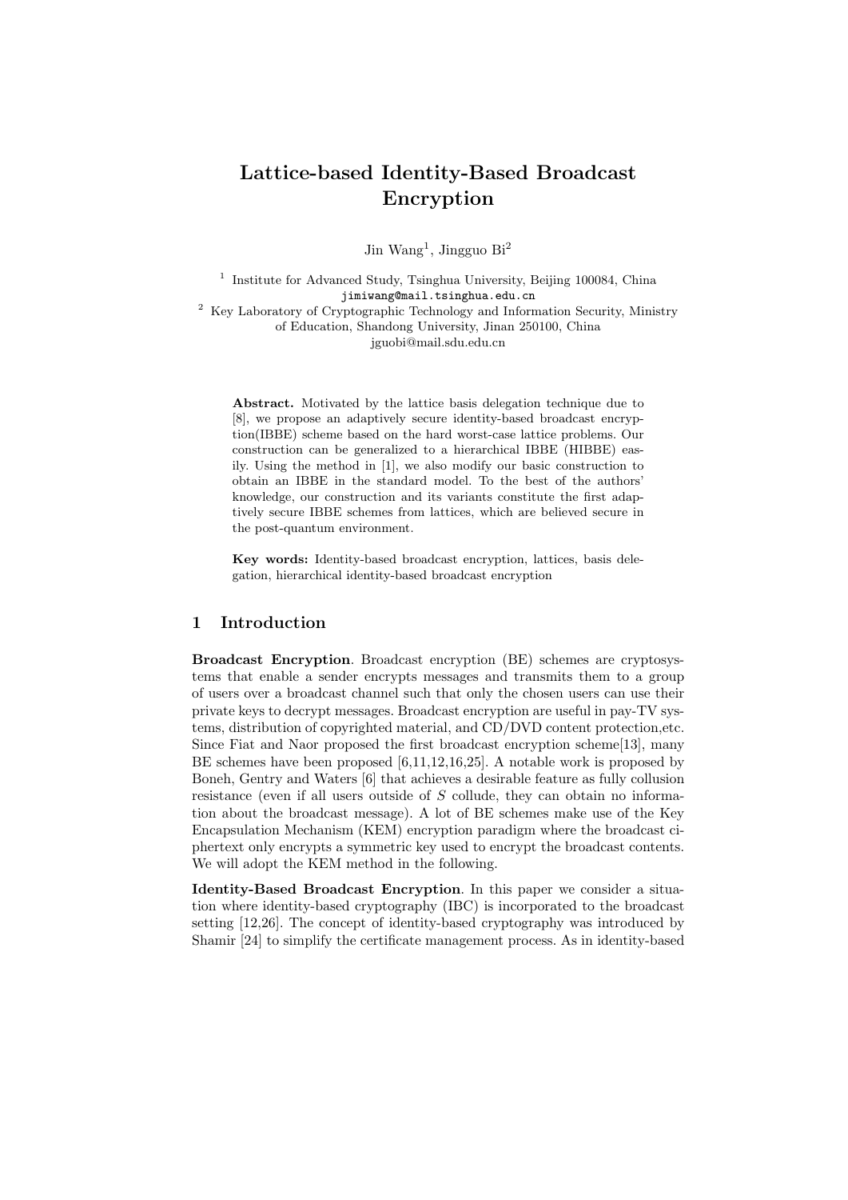# Lattice-based Identity-Based Broadcast Encryption

Jin Wang[1], Jingguo Bi[2]

[1] Institute for Advanced Study, Tsinghua University, Beijing 100084, China
jimiwang@mail.tsinghua.edu.cn

[2] Key Laboratory of Cryptographic Technology and Information Security, Ministry of Education, Shandong University, Jinan 250100, China
jguobi@mail.sdu.edu.cn

**Abstract.** Motivated by the lattice basis delegation technique due to [8], we propose an adaptively secure identity-based broadcast encryption(IBBE) scheme based on the hard worst-case lattice problems. Our construction can be generalized to a hierarchical IBBE (HIBBE) easily. Using the method in [1], we also modify our basic construction to obtain an IBBE in the standard model. To the best of the authors' knowledge, our construction and its variants constitute the first adaptively secure IBBE schemes from lattices, which are believed secure in the post-quantum environment.

**Key words:** Identity-based broadcast encryption, lattices, basis delegation, hierarchical identity-based broadcast encryption

## 1 Introduction

**Broadcast Encryption**. Broadcast encryption (BE) schemes are cryptosystems that enable a sender encrypts messages and transmits them to a group of users over a broadcast channel such that only the chosen users can use their private keys to decrypt messages. Broadcast encryption are useful in pay-TV systems, distribution of copyrighted material, and CD/DVD content protection,etc. Since Fiat and Naor proposed the first broadcast encryption scheme[13], many BE schemes have been proposed [6,11,12,16,25]. A notable work is proposed by Boneh, Gentry and Waters [6] that achieves a desirable feature as fully collusion resistance (even if all users outside of $S$ collude, they can obtain no information about the broadcast message). A lot of BE schemes make use of the Key Encapsulation Mechanism (KEM) encryption paradigm where the broadcast ciphertext only encrypts a symmetric key used to encrypt the broadcast contents. We will adopt the KEM method in the following.

**Identity-Based Broadcast Encryption**. In this paper we consider a situation where identity-based cryptography (IBC) is incorporated to the broadcast setting [12,26]. The concept of identity-based cryptography was introduced by Shamir [24] to simplify the certificate management process. As in identity-based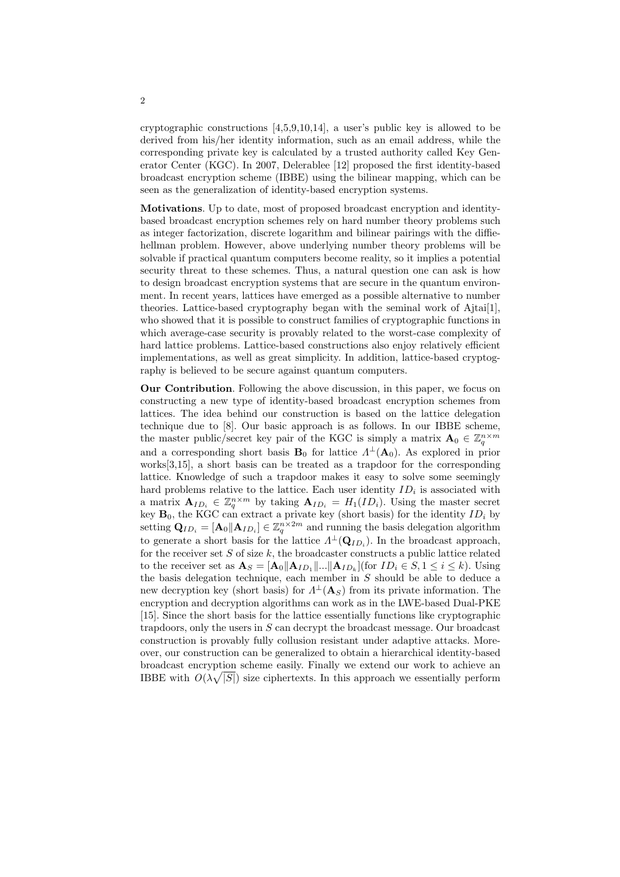cryptographic constructions [4,5,9,10,14], a user's public key is allowed to be derived from his/her identity information, such as an email address, while the corresponding private key is calculated by a trusted authority called Key Generator Center (KGC). In 2007, Delerablee [12] proposed the first identity-based broadcast encryption scheme (IBBE) using the bilinear mapping, which can be seen as the generalization of identity-based encryption systems.

**Motivations**. Up to date, most of proposed broadcast encryption and identity-based broadcast encryption schemes rely on hard number theory problems such as integer factorization, discrete logarithm and bilinear pairings with the diffie-hellman problem. However, above underlying number theory problems will be solvable if practical quantum computers become reality, so it implies a potential security threat to these schemes. Thus, a natural question one can ask is how to design broadcast encryption systems that are secure in the quantum environment. In recent years, lattices have emerged as a possible alternative to number theories. Lattice-based cryptography began with the seminal work of Ajtai[1], who showed that it is possible to construct families of cryptographic functions in which average-case security is provably related to the worst-case complexity of hard lattice problems. Lattice-based constructions also enjoy relatively efficient implementations, as well as great simplicity. In addition, lattice-based cryptography is believed to be secure against quantum computers.

**Our Contribution**. Following the above discussion, in this paper, we focus on constructing a new type of identity-based broadcast encryption schemes from lattices. The idea behind our construction is based on the lattice delegation technique due to [8]. Our basic approach is as follows. In our IBBE scheme, the master public/secret key pair of the KGC is simply a matrix $\mathbf{A}_0 \in \mathbb{Z}_q^{n\times m}$ and a corresponding short basis $\mathbf{B}_0$ for lattice $\Lambda^{\perp}(\mathbf{A}_0)$. As explored in prior works[3,15], a short basis can be treated as a trapdoor for the corresponding lattice. Knowledge of such a trapdoor makes it easy to solve some seemingly hard problems relative to the lattice. Each user identity $ID_i$ is associated with a matrix $\mathbf{A}_{ID_i} \in \mathbb{Z}_q^{n\times m}$ by taking $\mathbf{A}_{ID_i} = H_1(ID_i)$. Using the master secret key $\mathbf{B}_0$, the KGC can extract a private key (short basis) for the identity $ID_i$ by setting $\mathbf{Q}_{ID_i} = [\mathbf{A}_0 \| \mathbf{A}_{ID_i}] \in \mathbb{Z}_q^{n\times 2m}$ and running the basis delegation algorithm to generate a short basis for the lattice $\Lambda^{\perp}(\mathbf{Q}_{ID_i})$. In the broadcast approach, for the receiver set $S$ of size $k$, the broadcaster constructs a public lattice related to the receiver set as $\mathbf{A}_S = [\mathbf{A}_0 \| \mathbf{A}_{ID_1} \| ... \| \mathbf{A}_{ID_k}]$(for $ID_i \in S, 1 \leq i \leq k$). Using the basis delegation technique, each member in $S$ should be able to deduce a new decryption key (short basis) for $\Lambda^{\perp}(\mathbf{A}_S)$ from its private information. The encryption and decryption algorithms can work as in the LWE-based Dual-PKE [15]. Since the short basis for the lattice essentially functions like cryptographic trapdoors, only the users in $S$ can decrypt the broadcast message. Our broadcast construction is provably fully collusion resistant under adaptive attacks. Moreover, our construction can be generalized to obtain a hierarchical identity-based broadcast encryption scheme easily. Finally we extend our work to achieve an IBBE with $O(\lambda\sqrt{|S|})$ size ciphertexts. In this approach we essentially perform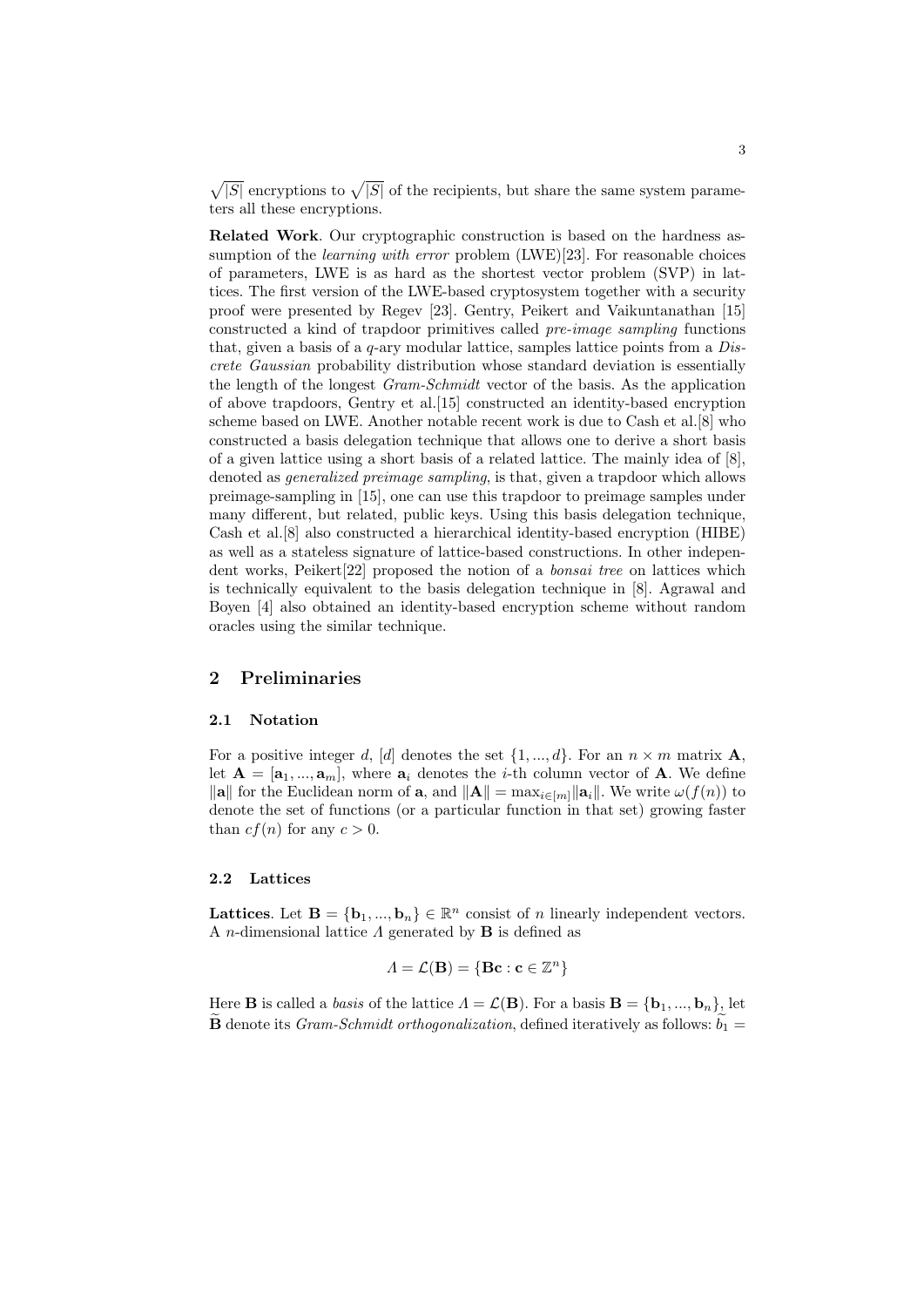$\sqrt{|S|}$ encryptions to $\sqrt{|S|}$ of the recipients, but share the same system parameters all these encryptions.

**Related Work**. Our cryptographic construction is based on the hardness assumption of the *learning with error* problem (LWE)[23]. For reasonable choices of parameters, LWE is as hard as the shortest vector problem (SVP) in lattices. The first version of the LWE-based cryptosystem together with a security proof were presented by Regev [23]. Gentry, Peikert and Vaikuntanathan [15] constructed a kind of trapdoor primitives called *pre-image sampling* functions that, given a basis of a $q$-ary modular lattice, samples lattice points from a *Discrete Gaussian* probability distribution whose standard deviation is essentially the length of the longest *Gram-Schmidt* vector of the basis. As the application of above trapdoors, Gentry et al.[15] constructed an identity-based encryption scheme based on LWE. Another notable recent work is due to Cash et al.[8] who constructed a basis delegation technique that allows one to derive a short basis of a given lattice using a short basis of a related lattice. The mainly idea of [8], denoted as *generalized preimage sampling*, is that, given a trapdoor which allows preimage-sampling in [15], one can use this trapdoor to preimage samples under many different, but related, public keys. Using this basis delegation technique, Cash et al.[8] also constructed a hierarchical identity-based encryption (HIBE) as well as a stateless signature of lattice-based constructions. In other independent works, Peikert[22] proposed the notion of a *bonsai tree* on lattices which is technically equivalent to the basis delegation technique in [8]. Agrawal and Boyen [4] also obtained an identity-based encryption scheme without random oracles using the similar technique.

## 2 Preliminaries

### 2.1 Notation

For a positive integer $d$, $[d]$ denotes the set $\{1, ..., d\}$. For an $n \times m$ matrix $\mathbf{A}$, let $\mathbf{A} = [\mathbf{a}_1, ..., \mathbf{a}_m]$, where $\mathbf{a}_i$ denotes the $i$-th column vector of $\mathbf{A}$. We define $\|\mathbf{a}\|$ for the Euclidean norm of $\mathbf{a}$, and $\|\mathbf{A}\| = \max_{i \in [m]} \|\mathbf{a}_i\|$. We write $\omega(f(n))$ to denote the set of functions (or a particular function in that set) growing faster than $cf(n)$ for any $c > 0$.

### 2.2 Lattices

**Lattices**. Let $\mathbf{B} = \{\mathbf{b}_1, ..., \mathbf{b}_n\} \in \mathbb{R}^n$ consist of $n$ linearly independent vectors. A $n$-dimensional lattice $\Lambda$ generated by $\mathbf{B}$ is defined as

$$\Lambda = \mathcal{L}(\mathbf{B}) = \{\mathbf{Bc} : \mathbf{c} \in \mathbb{Z}^n\}$$

Here $\mathbf{B}$ is called a *basis* of the lattice $\Lambda = \mathcal{L}(\mathbf{B})$. For a basis $\mathbf{B} = \{\mathbf{b}_1, ..., \mathbf{b}_n\}$, let $\widetilde{\mathbf{B}}$ denote its *Gram-Schmidt orthogonalization*, defined iteratively as follows: $\widetilde{b_1} =$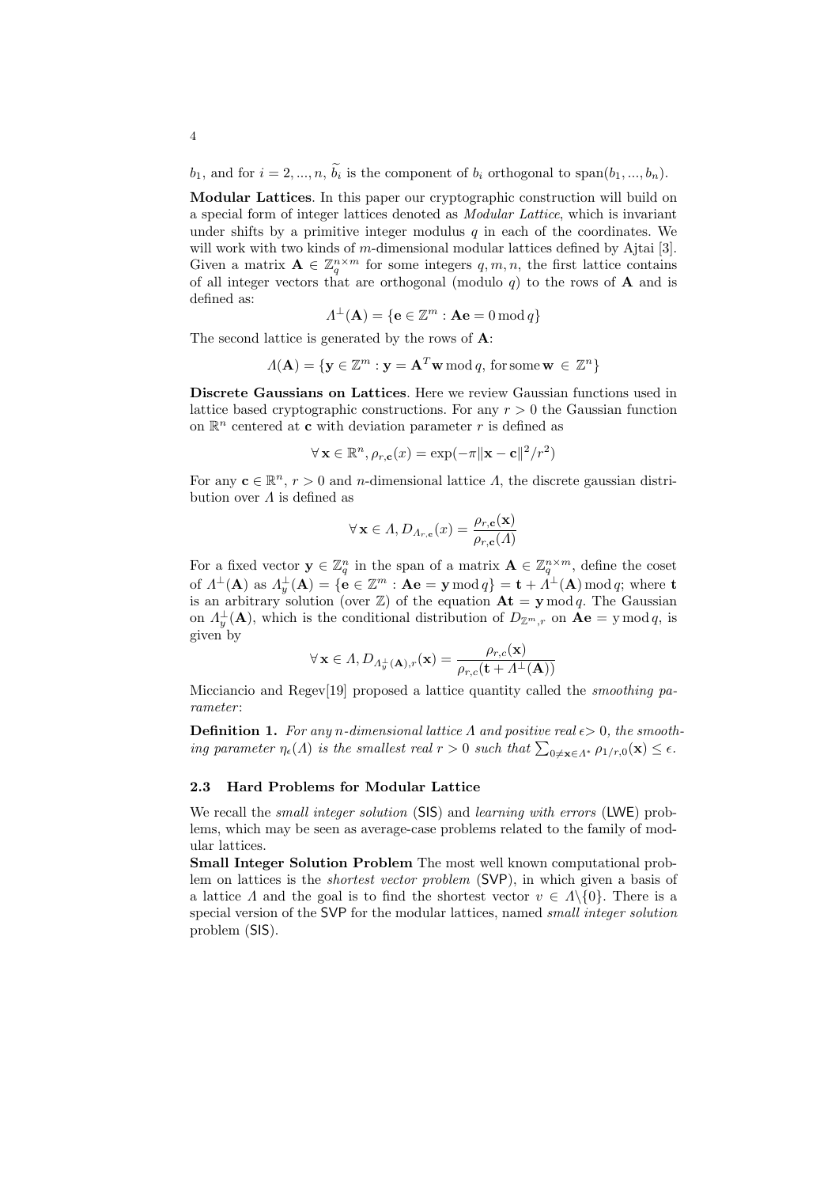$b_1$, and for $i = 2, ..., n$, $\widetilde{b_i}$ is the component of $b_i$ orthogonal to span$(b_1, ..., b_n)$.

**Modular Lattices**. In this paper our cryptographic construction will build on a special form of integer lattices denoted as *Modular Lattice*, which is invariant under shifts by a primitive integer modulus $q$ in each of the coordinates. We will work with two kinds of $m$-dimensional modular lattices defined by Ajtai [3]. Given a matrix $\mathbf{A} \in \mathbb{Z}_q^{n \times m}$ for some integers $q, m, n$, the first lattice contains of all integer vectors that are orthogonal (modulo $q$) to the rows of $\mathbf{A}$ and is defined as:

$$\Lambda^{\perp}(\mathbf{A}) = \{\mathbf{e} \in \mathbb{Z}^m : \mathbf{A}\mathbf{e} = 0 \bmod q\}$$

The second lattice is generated by the rows of $\mathbf{A}$:

$$\Lambda(\mathbf{A}) = \{\mathbf{y} \in \mathbb{Z}^m : \mathbf{y} = \mathbf{A}^T\mathbf{w} \bmod q, \text{ for some } \mathbf{w} \in \mathbb{Z}^n\}$$

**Discrete Gaussians on Lattices**. Here we review Gaussian functions used in lattice based cryptographic constructions. For any $r > 0$ the Gaussian function on $\mathbb{R}^n$ centered at $\mathbf{c}$ with deviation parameter $r$ is defined as

$$\forall\, \mathbf{x} \in \mathbb{R}^n, \rho_{r,\mathbf{c}}(x) = \exp(-\pi\|\mathbf{x} - \mathbf{c}\|^2/r^2)$$

For any $\mathbf{c} \in \mathbb{R}^n$, $r > 0$ and $n$-dimensional lattice $\Lambda$, the discrete gaussian distribution over $\Lambda$ is defined as

$$\forall\, \mathbf{x} \in \Lambda, D_{\Lambda_{r,\mathbf{c}}}(x) = \frac{\rho_{r,\mathbf{c}}(\mathbf{x})}{\rho_{r,\mathbf{c}}(\Lambda)}$$

For a fixed vector $\mathbf{y} \in \mathbb{Z}_q^n$ in the span of a matrix $\mathbf{A} \in \mathbb{Z}_q^{n \times m}$, define the coset of $\Lambda^{\perp}(\mathbf{A})$ as $\Lambda_y^{\perp}(\mathbf{A}) = \{\mathbf{e} \in \mathbb{Z}^m : \mathbf{A}\mathbf{e} = \mathbf{y} \bmod q\} = \mathbf{t} + \Lambda^{\perp}(\mathbf{A}) \bmod q$; where $\mathbf{t}$ is an arbitrary solution (over $\mathbb{Z}$) of the equation $\mathbf{A}\mathbf{t} = \mathbf{y} \bmod q$. The Gaussian on $\Lambda_y^{\perp}(\mathbf{A})$, which is the conditional distribution of $D_{\mathbb{Z}^m,r}$ on $\mathbf{A}\mathbf{e} = \mathrm{y} \bmod q$, is given by

$$\forall\, \mathbf{x} \in \Lambda, D_{\Lambda_y^{\perp}(\mathbf{A}),r}(\mathbf{x}) = \frac{\rho_{r,c}(\mathbf{x})}{\rho_{r,c}(\mathbf{t} + \Lambda^{\perp}(\mathbf{A}))}$$

Micciancio and Regev[19] proposed a lattice quantity called the *smoothing parameter*:

**Definition 1.** *For any $n$-dimensional lattice $\Lambda$ and positive real $\epsilon > 0$, the smoothing parameter $\eta_\epsilon(\Lambda)$ is the smallest real $r > 0$ such that $\sum_{0 \neq \mathbf{x} \in \Lambda^*} \rho_{1/r,0}(\mathbf{x}) \leq \epsilon$.*

### 2.3 Hard Problems for Modular Lattice

We recall the *small integer solution* (SIS) and *learning with errors* (LWE) problems, which may be seen as average-case problems related to the family of modular lattices.

**Small Integer Solution Problem** The most well known computational problem on lattices is the *shortest vector problem* (SVP), in which given a basis of a lattice $\Lambda$ and the goal is to find the shortest vector $v \in \Lambda \backslash \{0\}$. There is a special version of the SVP for the modular lattices, named *small integer solution* problem (SIS).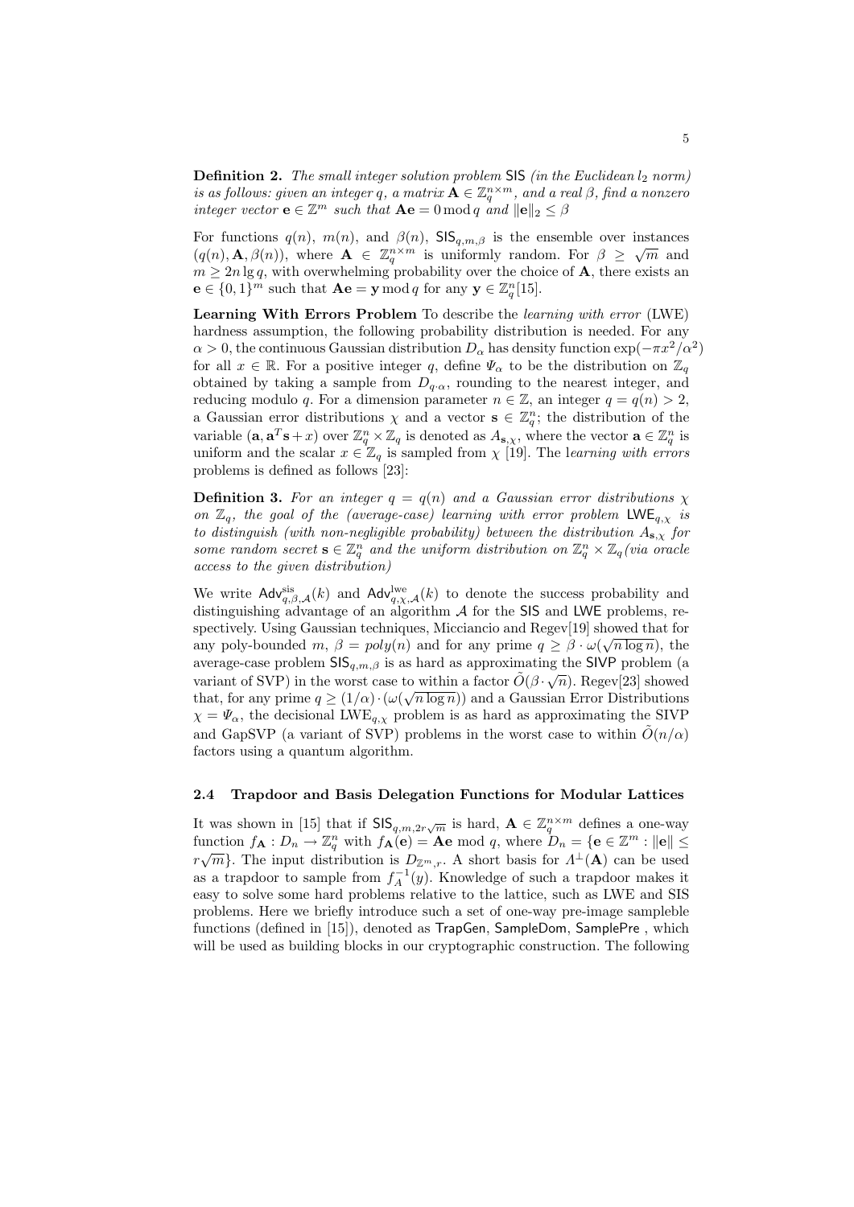**Definition 2.** *The small integer solution problem* SIS *(in the Euclidean $l_2$ norm) is as follows: given an integer $q$, a matrix $\mathbf{A} \in \mathbb{Z}_q^{n\times m}$, and a real $\beta$, find a nonzero integer vector $\mathbf{e} \in \mathbb{Z}^m$ such that $\mathbf{Ae} = 0 \bmod q$ and $\|\mathbf{e}\|_2 \leq \beta$*

For functions $q(n)$, $m(n)$, and $\beta(n)$, $\mathsf{SIS}_{q,m,\beta}$ is the ensemble over instances $(q(n), \mathbf{A}, \beta(n))$, where $\mathbf{A} \in \mathbb{Z}_q^{n\times m}$ is uniformly random. For $\beta \geq \sqrt{m}$ and $m \geq 2n \lg q$, with overwhelming probability over the choice of $\mathbf{A}$, there exists an $\mathbf{e} \in \{0,1\}^m$ such that $\mathbf{Ae} = \mathbf{y} \bmod q$ for any $\mathbf{y} \in \mathbb{Z}_q^n$[15].

**Learning With Errors Problem** To describe the *learning with error* (LWE) hardness assumption, the following probability distribution is needed. For any $\alpha > 0$, the continuous Gaussian distribution $D_\alpha$ has density function $\exp(-\pi x^2/\alpha^2)$ for all $x \in \mathbb{R}$. For a positive integer $q$, define $\Psi_\alpha$ to be the distribution on $\mathbb{Z}_q$ obtained by taking a sample from $D_{q\cdot\alpha}$, rounding to the nearest integer, and reducing modulo $q$. For a dimension parameter $n \in \mathbb{Z}$, an integer $q = q(n) > 2$, a Gaussian error distributions $\chi$ and a vector $\mathbf{s} \in \mathbb{Z}_q^n$; the distribution of the variable $(\mathbf{a}, \mathbf{a}^T\mathbf{s} + x)$ over $\mathbb{Z}_q^n \times \mathbb{Z}_q$ is denoted as $A_{\mathbf{s},\chi}$, where the vector $\mathbf{a} \in \mathbb{Z}_q^n$ is uniform and the scalar $x \in \mathbb{Z}_q$ is sampled from $\chi$ [19]. The l*earning with errors* problems is defined as follows [23]:

**Definition 3.** *For an integer $q = q(n)$ and a Gaussian error distributions $\chi$ on $\mathbb{Z}_q$, the goal of the (average-case) learning with error problem $\mathsf{LWE}_{q,\chi}$ is to distinguish (with non-negligible probability) between the distribution $A_{\mathbf{s},\chi}$ for some random secret $\mathbf{s} \in \mathbb{Z}_q^n$ and the uniform distribution on $\mathbb{Z}_q^n \times \mathbb{Z}_q$(via oracle access to the given distribution)*

We write $\mathsf{Adv}^{\mathrm{sis}}_{q,\beta,\mathcal{A}}(k)$ and $\mathsf{Adv}^{\mathrm{lwe}}_{q,\chi,\mathcal{A}}(k)$ to denote the success probability and distinguishing advantage of an algorithm $\mathcal{A}$ for the SIS and LWE problems, respectively. Using Gaussian techniques, Micciancio and Regev[19] showed that for any poly-bounded $m$, $\beta = poly(n)$ and for any prime $q \geq \beta \cdot \omega(\sqrt{n \log n})$, the average-case problem $\mathsf{SIS}_{q,m,\beta}$ is as hard as approximating the SIVP problem (a variant of SVP) in the worst case to within a factor $\tilde{O}(\beta \cdot \sqrt{n})$. Regev[23] showed that, for any prime $q \geq (1/\alpha) \cdot (\omega(\sqrt{n \log n}))$ and a Gaussian Error Distributions $\chi = \Psi_\alpha$, the decisional $\mathrm{LWE}_{q,\chi}$ problem is as hard as approximating the SIVP and GapSVP (a variant of SVP) problems in the worst case to within $\tilde{O}(n/\alpha)$ factors using a quantum algorithm.

### 2.4 Trapdoor and Basis Delegation Functions for Modular Lattices

It was shown in [15] that if $\mathsf{SIS}_{q,m,2r\sqrt{m}}$ is hard, $\mathbf{A} \in \mathbb{Z}_q^{n\times m}$ defines a one-way function $f_{\mathbf{A}} : D_n \rightarrow \mathbb{Z}_q^n$ with $f_{\mathbf{A}}(\mathbf{e}) = \mathbf{Ae} \bmod q$, where $D_n = \{\mathbf{e} \in \mathbb{Z}^m : \|\mathbf{e}\| \leq r\sqrt{m}\}$. The input distribution is $D_{\mathbb{Z}^m,r}$. A short basis for $\Lambda^\perp(\mathbf{A})$ can be used as a trapdoor to sample from $f_A^{-1}(y)$. Knowledge of such a trapdoor makes it easy to solve some hard problems relative to the lattice, such as LWE and SIS problems. Here we briefly introduce such a set of one-way pre-image sampleble functions (defined in [15]), denoted as TrapGen, SampleDom, SamplePre , which will be used as building blocks in our cryptographic construction. The following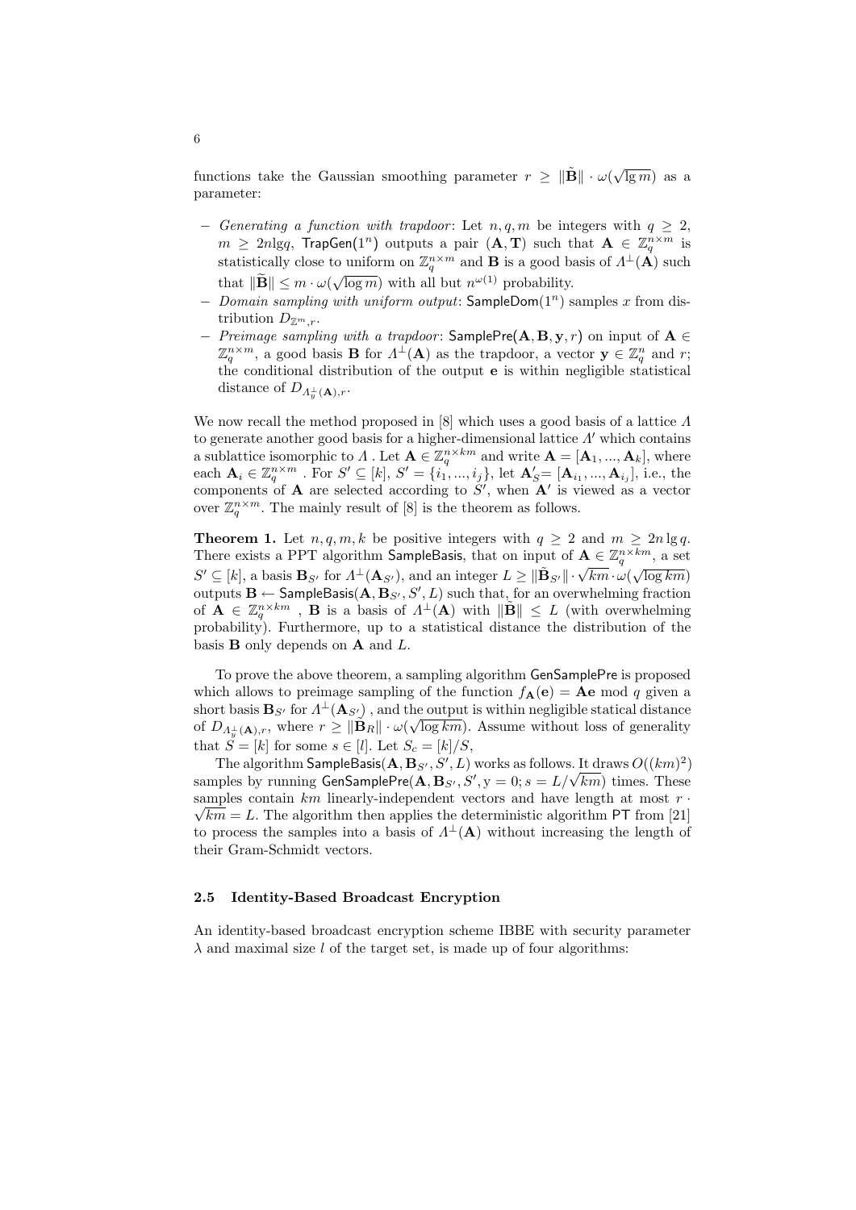functions take the Gaussian smoothing parameter $r \geq \|\tilde{\mathbf{B}}\| \cdot \omega(\sqrt{\lg m})$ as a parameter:

- *Generating a function with trapdoor*: Let $n, q, m$ be integers with $q \geq 2$, $m \geq 2n\lg q$, $\mathsf{TrapGen}(1^n)$ outputs a pair $(\mathbf{A}, \mathbf{T})$ such that $\mathbf{A} \in \mathbb{Z}_q^{n\times m}$ is statistically close to uniform on $\mathbb{Z}_q^{n\times m}$ and $\mathbf{B}$ is a good basis of $\Lambda^{\perp}(\mathbf{A})$ such that $\|\widetilde{\mathbf{B}}\| \leq m \cdot \omega(\sqrt{\log m})$ with all but $n^{\omega(1)}$ probability.
- *Domain sampling with uniform output*: $\mathsf{SampleDom}(1^n)$ samples $x$ from distribution $D_{\mathbb{Z}^m, r}$.
- *Preimage sampling with a trapdoor*: $\mathsf{SamplePre}(\mathbf{A}, \mathbf{B}, \mathbf{y}, r)$ on input of $\mathbf{A} \in \mathbb{Z}_q^{n\times m}$, a good basis $\mathbf{B}$ for $\Lambda^{\perp}(\mathbf{A})$ as the trapdoor, a vector $\mathbf{y} \in \mathbb{Z}_q^n$ and $r$; the conditional distribution of the output $\mathbf{e}$ is within negligible statistical distance of $D_{\Lambda_y^{\perp}(\mathbf{A}), r}$.

We now recall the method proposed in [8] which uses a good basis of a lattice $\Lambda$ to generate another good basis for a higher-dimensional lattice $\Lambda'$ which contains a sublattice isomorphic to $\Lambda$ . Let $\mathbf{A} \in \mathbb{Z}_q^{n\times km}$ and write $\mathbf{A} = [\mathbf{A}_1, ..., \mathbf{A}_k]$, where each $\mathbf{A}_i \in \mathbb{Z}_q^{n\times m}$ . For $S' \subseteq [k]$, $S' = \{i_1, ..., i_j\}$, let $\mathbf{A}'_S = [\mathbf{A}_{i_1}, ..., \mathbf{A}_{i_j}]$, i.e., the components of $\mathbf{A}$ are selected according to $S'$, when $\mathbf{A}'$ is viewed as a vector over $\mathbb{Z}_q^{n\times m}$. The mainly result of [8] is the theorem as follows.

**Theorem 1.** *Let $n, q, m, k$ be positive integers with $q \geq 2$ and $m \geq 2n \lg q$. There exists a PPT algorithm* $\mathsf{SampleBasis}$*, that on input of $\mathbf{A} \in \mathbb{Z}_q^{n\times km}$, a set $S' \subseteq [k]$, a basis $\mathbf{B}_{S'}$ for $\Lambda^{\perp}(\mathbf{A}_{S'})$, and an integer $L \geq \|\tilde{\mathbf{B}}_{S'}\| \cdot \sqrt{km} \cdot \omega(\sqrt{\log km})$ outputs $\mathbf{B} \leftarrow \mathsf{SampleBasis}(\mathbf{A}, \mathbf{B}_{S'}, S', L)$ such that, for an overwhelming fraction of $\mathbf{A} \in \mathbb{Z}_q^{n\times km}$ , $\mathbf{B}$ is a basis of $\Lambda^{\perp}(\mathbf{A})$ with $\|\tilde{\mathbf{B}}\| \leq L$ (with overwhelming probability). Furthermore, up to a statistical distance the distribution of the basis $\mathbf{B}$ only depends on $\mathbf{A}$ and $L$.*

To prove the above theorem, a sampling algorithm $\mathsf{GenSamplePre}$ is proposed which allows to preimage sampling of the function $f_{\mathbf{A}}(\mathbf{e}) = \mathbf{A}\mathbf{e} \bmod q$ given a short basis $\mathbf{B}_{S'}$ for $\Lambda^{\perp}(\mathbf{A}_{S'})$ , and the output is within negligible statical distance of $D_{\Lambda_y^{\perp}(\mathbf{A}), r}$, where $r \geq \|\tilde{\mathbf{B}}_R\| \cdot \omega(\sqrt{\log km})$. Assume without loss of generality that $S = [k]$ for some $s \in [l]$. Let $S_c = [k]/S$,

The algorithm $\mathsf{SampleBasis}(\mathbf{A}, \mathbf{B}_{S'}, S', L)$ works as follows. It draws $O((km)^2)$ samples by running $\mathsf{GenSamplePre}(\mathbf{A}, \mathbf{B}_{S'}, S', \mathrm{y} = 0; s = L/\sqrt{km})$ times. These samples contain $km$ linearly-independent vectors and have length at most $r \cdot \sqrt{km} = L$. The algorithm then applies the deterministic algorithm $\mathsf{PT}$ from [21] to process the samples into a basis of $\Lambda^{\perp}(\mathbf{A})$ without increasing the length of their Gram-Schmidt vectors.

### 2.5 Identity-Based Broadcast Encryption

An identity-based broadcast encryption scheme IBBE with security parameter $\lambda$ and maximal size $l$ of the target set, is made up of four algorithms: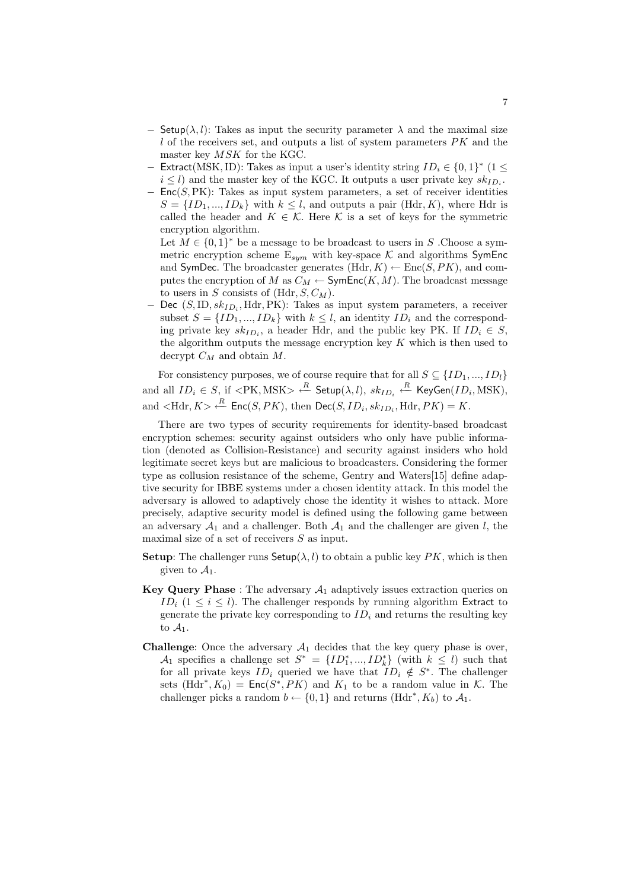- $\mathsf{Setup}(\lambda, l)$: Takes as input the security parameter $\lambda$ and the maximal size $l$ of the receivers set, and outputs a list of system parameters $PK$ and the master key $MSK$ for the KGC.
- $\mathsf{Extract}(\mathrm{MSK}, \mathrm{ID})$: Takes as input a user's identity string $ID_i \in \{0,1\}^*$ $(1 \leq i \leq l)$ and the master key of the KGC. It outputs a user private key $sk_{ID_i}$.
- $\mathsf{Enc}(S, \mathrm{PK})$: Takes as input system parameters, a set of receiver identities $S = \{ID_1, ..., ID_k\}$ with $k \leq l$, and outputs a pair $(\mathrm{Hdr}, K)$, where Hdr is called the header and $K \in \mathcal{K}$. Here $\mathcal{K}$ is a set of keys for the symmetric encryption algorithm.

  Let $M \in \{0,1\}^*$ be a message to be broadcast to users in $S$ .Choose a symmetric encryption scheme $\mathrm{E}_{sym}$ with key-space $\mathcal{K}$ and algorithms $\mathsf{SymEnc}$ and $\mathsf{SymDec}$. The broadcaster generates $(\mathrm{Hdr}, K) \leftarrow \mathrm{Enc}(S, PK)$, and computes the encryption of $M$ as $C_M \leftarrow \mathsf{SymEnc}(K, M)$. The broadcast message to users in $S$ consists of $(\mathrm{Hdr}, S, C_M)$.
- $\mathsf{Dec}$ $(S, \mathrm{ID}, sk_{ID_i}, \mathrm{Hdr}, \mathrm{PK})$: Takes as input system parameters, a receiver subset $S = \{ID_1, ..., ID_k\}$ with $k \leq l$, an identity $ID_i$ and the corresponding private key $sk_{ID_i}$, a header Hdr, and the public key PK. If $ID_i \in S$, the algorithm outputs the message encryption key $K$ which is then used to decrypt $C_M$ and obtain $M$.

For consistency purposes, we of course require that for all $S \subseteq \{ID_1, ..., ID_l\}$ and all $ID_i \in S$, if $<\mathrm{PK}, \mathrm{MSK}> \stackrel{R}{\leftarrow} \mathsf{Setup}(\lambda, l)$, $sk_{ID_i} \stackrel{R}{\leftarrow} \mathsf{KeyGen}(ID_i, \mathrm{MSK})$, and $<\mathrm{Hdr}, K> \stackrel{R}{\leftarrow} \mathsf{Enc}(S, PK)$, then $\mathsf{Dec}(S, ID_i, sk_{ID_i}, \mathrm{Hdr}, PK) = K$.

There are two types of security requirements for identity-based broadcast encryption schemes: security against outsiders who only have public information (denoted as Collision-Resistance) and security against insiders who hold legitimate secret keys but are malicious to broadcasters. Considering the former type as collusion resistance of the scheme, Gentry and Waters[15] define adaptive security for IBBE systems under a chosen identity attack. In this model the adversary is allowed to adaptively chose the identity it wishes to attack. More precisely, adaptive security model is defined using the following game between an adversary $\mathcal{A}_1$ and a challenger. Both $\mathcal{A}_1$ and the challenger are given $l$, the maximal size of a set of receivers $S$ as input.

**Setup**: The challenger runs $\mathsf{Setup}(\lambda, l)$ to obtain a public key $PK$, which is then given to $\mathcal{A}_1$.

**Key Query Phase** : The adversary $\mathcal{A}_1$ adaptively issues extraction queries on $ID_i$ $(1 \leq i \leq l)$. The challenger responds by running algorithm $\mathsf{Extract}$ to generate the private key corresponding to $ID_i$ and returns the resulting key to $\mathcal{A}_1$.

**Challenge**: Once the adversary $\mathcal{A}_1$ decides that the key query phase is over, $\mathcal{A}_1$ specifies a challenge set $S^* = \{ID_1^*, ..., ID_k^*\}$ (with $k \leq l$) such that for all private keys $ID_i$ queried we have that $ID_i \notin S^*$. The challenger sets $(\mathrm{Hdr}^*, K_0) = \mathsf{Enc}(S^*, PK)$ and $K_1$ to be a random value in $\mathcal{K}$. The challenger picks a random $b \leftarrow \{0,1\}$ and returns $(\mathrm{Hdr}^*, K_b)$ to $\mathcal{A}_1$.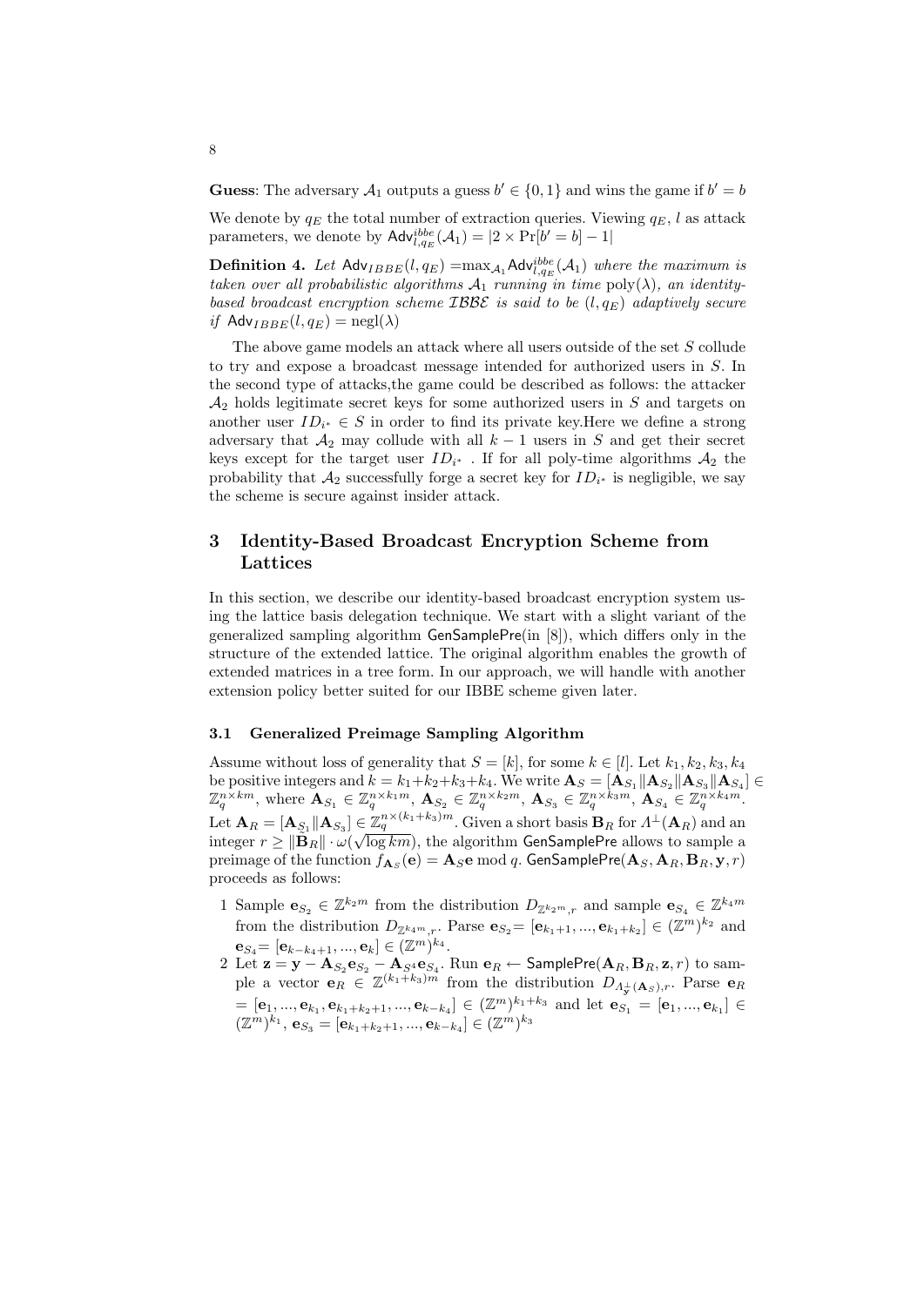**Guess**: The adversary $\mathcal{A}_1$ outputs a guess $b' \in \{0,1\}$ and wins the game if $b' = b$

We denote by $q_E$ the total number of extraction queries. Viewing $q_E$, $l$ as attack parameters, we denote by $\mathsf{Adv}^{ibbe}_{l,q_E}(\mathcal{A}_1) = |2 \times \Pr[b' = b] - 1|$

**Definition 4.** *Let* $\mathsf{Adv}_{IBBE}(l, q_E) = \max_{\mathcal{A}_1} \mathsf{Adv}^{ibbe}_{l,q_E}(\mathcal{A}_1)$ *where the maximum is taken over all probabilistic algorithms* $\mathcal{A}_1$ *running in time* $\mathrm{poly}(\lambda)$*, an identity-based broadcast encryption scheme* $\mathcal{IBBE}$ *is said to be* $(l, q_E)$ *adaptively secure if* $\mathsf{Adv}_{IBBE}(l, q_E) = \mathrm{negl}(\lambda)$

The above game models an attack where all users outside of the set $S$ collude to try and expose a broadcast message intended for authorized users in $S$. In the second type of attacks,the game could be described as follows: the attacker $\mathcal{A}_2$ holds legitimate secret keys for some authorized users in $S$ and targets on another user $ID_{i^*} \in S$ in order to find its private key.Here we define a strong adversary that $\mathcal{A}_2$ may collude with all $k-1$ users in $S$ and get their secret keys except for the target user $ID_{i^*}$ . If for all poly-time algorithms $\mathcal{A}_2$ the probability that $\mathcal{A}_2$ successfully forge a secret key for $ID_{i^*}$ is negligible, we say the scheme is secure against insider attack.

## 3 Identity-Based Broadcast Encryption Scheme from Lattices

In this section, we describe our identity-based broadcast encryption system using the lattice basis delegation technique. We start with a slight variant of the generalized sampling algorithm $\mathsf{GenSamplePre}$(in [8]), which differs only in the structure of the extended lattice. The original algorithm enables the growth of extended matrices in a tree form. In our approach, we will handle with another extension policy better suited for our IBBE scheme given later.

### 3.1 Generalized Preimage Sampling Algorithm

Assume without loss of generality that $S = [k]$, for some $k \in [l]$. Let $k_1, k_2, k_3, k_4$ be positive integers and $k = k_1 + k_2 + k_3 + k_4$. We write $\mathbf{A}_S = [\mathbf{A}_{S_1} \| \mathbf{A}_{S_2} \| \mathbf{A}_{S_3} \| \mathbf{A}_{S_4}] \in \mathbb{Z}_q^{n \times km}$, where $\mathbf{A}_{S_1} \in \mathbb{Z}_q^{n \times k_1 m}$, $\mathbf{A}_{S_2} \in \mathbb{Z}_q^{n \times k_2 m}$, $\mathbf{A}_{S_3} \in \mathbb{Z}_q^{n \times k_3 m}$, $\mathbf{A}_{S_4} \in \mathbb{Z}_q^{n \times k_4 m}$. Let $\mathbf{A}_R = [\mathbf{A}_{S_1} \| \mathbf{A}_{S_3}] \in \mathbb{Z}_q^{n \times (k_1 + k_3)m}$. Given a short basis $\mathbf{B}_R$ for $\Lambda^{\perp}(\mathbf{A}_R)$ and an integer $r \geq \|\widetilde{\mathbf{B}}_R\| \cdot \omega(\sqrt{\log km})$, the algorithm $\mathsf{GenSamplePre}$ allows to sample a preimage of the function $f_{\mathbf{A}_S}(\mathbf{e}) = \mathbf{A}_S \mathbf{e} \bmod q$. $\mathsf{GenSamplePre}(\mathbf{A}_S, \mathbf{A}_R, \mathbf{B}_R, \mathbf{y}, r)$ proceeds as follows:

1 Sample $\mathbf{e}_{S_2} \in \mathbb{Z}^{k_2 m}$ from the distribution $D_{\mathbb{Z}^{k_2 m}, r}$ and sample $\mathbf{e}_{S_4} \in \mathbb{Z}^{k_4 m}$ from the distribution $D_{\mathbb{Z}^{k_4 m}, r}$. Parse $\mathbf{e}_{S_2} = [\mathbf{e}_{k_1+1}, ..., \mathbf{e}_{k_1+k_2}] \in (\mathbb{Z}^m)^{k_2}$ and $\mathbf{e}_{S_4} = [\mathbf{e}_{k-k_4+1}, ..., \mathbf{e}_k] \in (\mathbb{Z}^m)^{k_4}$.

2 Let $\mathbf{z} = \mathbf{y} - \mathbf{A}_{S_2} \mathbf{e}_{S_2} - \mathbf{A}_{S^4} \mathbf{e}_{S_4}$. Run $\mathbf{e}_R \leftarrow \mathsf{SamplePre}(\mathbf{A}_R, \mathbf{B}_R, \mathbf{z}, r)$ to sample a vector $\mathbf{e}_R \in \mathbb{Z}^{(k_1+k_3)m}$ from the distribution $D_{\Lambda^{\perp}_{\mathbf{y}}(\mathbf{A}_S), r}$. Parse $\mathbf{e}_R = [\mathbf{e}_1, ..., \mathbf{e}_{k_1}, \mathbf{e}_{k_1+k_2+1}, ..., \mathbf{e}_{k-k_4}] \in (\mathbb{Z}^m)^{k_1+k_3}$ and let $\mathbf{e}_{S_1} = [\mathbf{e}_1, ..., \mathbf{e}_{k_1}] \in (\mathbb{Z}^m)^{k_1}$, $\mathbf{e}_{S_3} = [\mathbf{e}_{k_1+k_2+1}, ..., \mathbf{e}_{k-k_4}] \in (\mathbb{Z}^m)^{k_3}$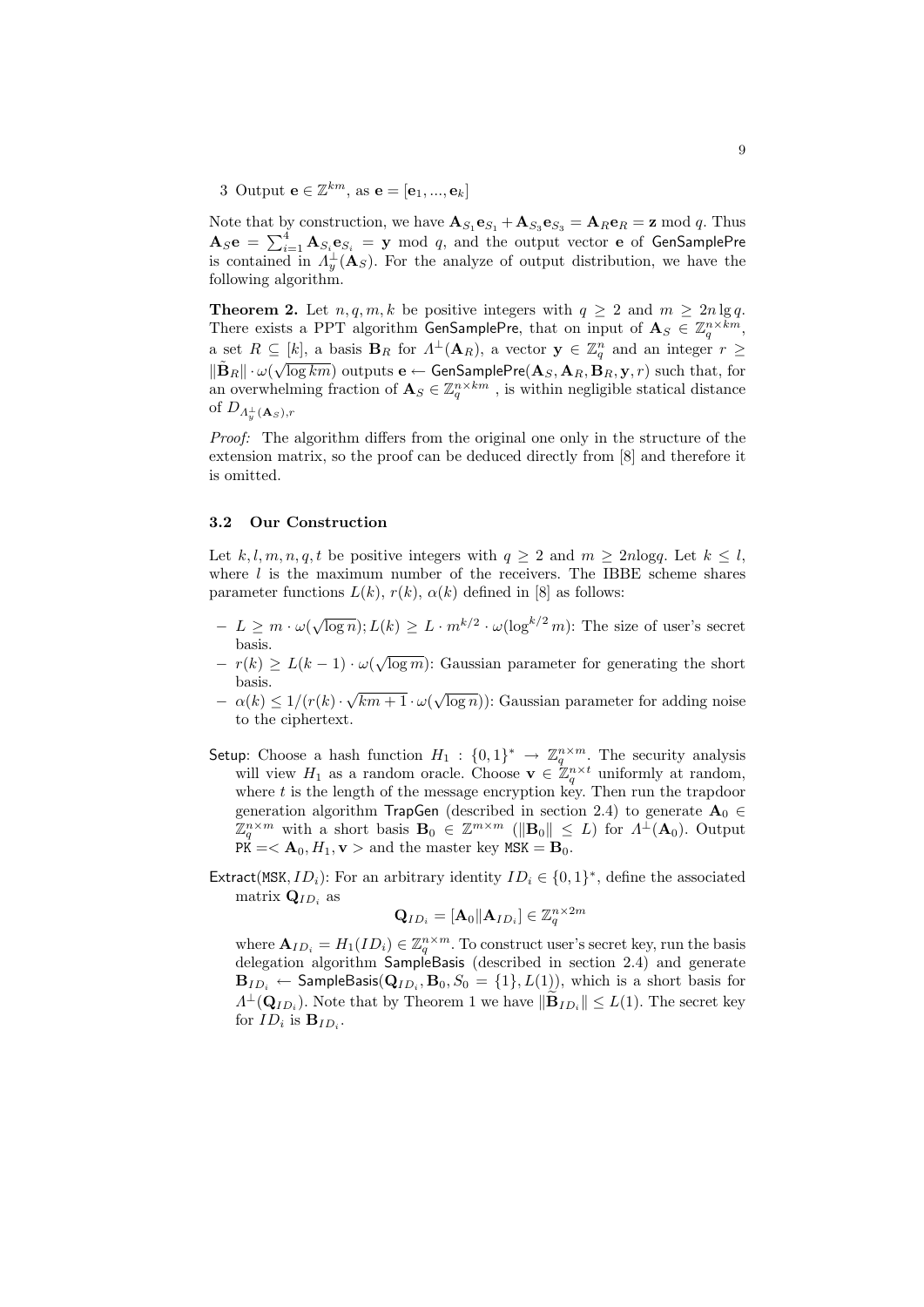3 Output $\mathbf{e} \in \mathbb{Z}^{km}$, as $\mathbf{e} = [\mathbf{e}_1, ..., \mathbf{e}_k]$

Note that by construction, we have $\mathbf{A}_{S_1}\mathbf{e}_{S_1} + \mathbf{A}_{S_3}\mathbf{e}_{S_3} = \mathbf{A}_R\mathbf{e}_R = \mathbf{z} \bmod q$. Thus $\mathbf{A}_S\mathbf{e} = \sum_{i=1}^{4} \mathbf{A}_{S_i}\mathbf{e}_{S_i} = \mathbf{y} \bmod q$, and the output vector $\mathbf{e}$ of GenSamplePre is contained in $\Lambda_y^{\perp}(\mathbf{A}_S)$. For the analyze of output distribution, we have the following algorithm.

**Theorem 2.** Let $n, q, m, k$ be positive integers with $q \geq 2$ and $m \geq 2n \lg q$. There exists a PPT algorithm GenSamplePre, that on input of $\mathbf{A}_S \in \mathbb{Z}_q^{n \times km}$, a set $R \subseteq [k]$, a basis $\mathbf{B}_R$ for $\Lambda^{\perp}(\mathbf{A}_R)$, a vector $\mathbf{y} \in \mathbb{Z}_q^n$ and an integer $r \geq \|\widetilde{\mathbf{B}}_R\| \cdot \omega(\sqrt{\log km})$ outputs $\mathbf{e} \leftarrow \mathsf{GenSamplePre}(\mathbf{A}_S, \mathbf{A}_R, \mathbf{B}_R, \mathbf{y}, r)$ such that, for an overwhelming fraction of $\mathbf{A}_S \in \mathbb{Z}_q^{n \times km}$ , is within negligible statical distance of $D_{\Lambda_y^{\perp}(\mathbf{A}_S),r}$

*Proof:* The algorithm differs from the original one only in the structure of the extension matrix, so the proof can be deduced directly from [8] and therefore it is omitted.

### 3.2 Our Construction

Let $k, l, m, n, q, t$ be positive integers with $q \geq 2$ and $m \geq 2n\log q$. Let $k \leq l$, where $l$ is the maximum number of the receivers. The IBBE scheme shares parameter functions $L(k)$, $r(k)$, $\alpha(k)$ defined in [8] as follows:

- $L \geq m \cdot \omega(\sqrt{\log n}); L(k) \geq L \cdot m^{k/2} \cdot \omega(\log^{k/2} m)$: The size of user's secret basis.
- $r(k) \geq L(k-1) \cdot \omega(\sqrt{\log m})$: Gaussian parameter for generating the short basis.
- $\alpha(k) \leq 1/(r(k) \cdot \sqrt{km+1} \cdot \omega(\sqrt{\log n}))$: Gaussian parameter for adding noise to the ciphertext.

Setup: Choose a hash function $H_1 : \{0,1\}^* \to \mathbb{Z}_q^{n \times m}$. The security analysis will view $H_1$ as a random oracle. Choose $\mathbf{v} \in \mathbb{Z}_q^{n \times t}$ uniformly at random, where $t$ is the length of the message encryption key. Then run the trapdoor generation algorithm TrapGen (described in section 2.4) to generate $\mathbf{A}_0 \in \mathbb{Z}_q^{n \times m}$ with a short basis $\mathbf{B}_0 \in \mathbb{Z}^{m \times m}$ ($\|\mathbf{B}_0\| \leq L$) for $\Lambda^{\perp}(\mathbf{A}_0)$. Output $\mathtt{PK} =< \mathbf{A}_0, H_1, \mathbf{v} >$ and the master key $\mathtt{MSK} = \mathbf{B}_0$.

Extract($\mathtt{MSK}, ID_i$): For an arbitrary identity $ID_i \in \{0,1\}^*$, define the associated matrix $\mathbf{Q}_{ID_i}$ as

$$\mathbf{Q}_{ID_i} = [\mathbf{A}_0 \| \mathbf{A}_{ID_i}] \in \mathbb{Z}_q^{n \times 2m}$$

where $\mathbf{A}_{ID_i} = H_1(ID_i) \in \mathbb{Z}_q^{n \times m}$. To construct user's secret key, run the basis delegation algorithm SampleBasis (described in section 2.4) and generate $\mathbf{B}_{ID_i} \leftarrow \mathsf{SampleBasis}(\mathbf{Q}_{ID_i}, \mathbf{B}_0, S_0 = \{1\}, L(1))$, which is a short basis for $\Lambda^{\perp}(\mathbf{Q}_{ID_i})$. Note that by Theorem 1 we have $\|\widetilde{\mathbf{B}}_{ID_i}\| \leq L(1)$. The secret key for $ID_i$ is $\mathbf{B}_{ID_i}$.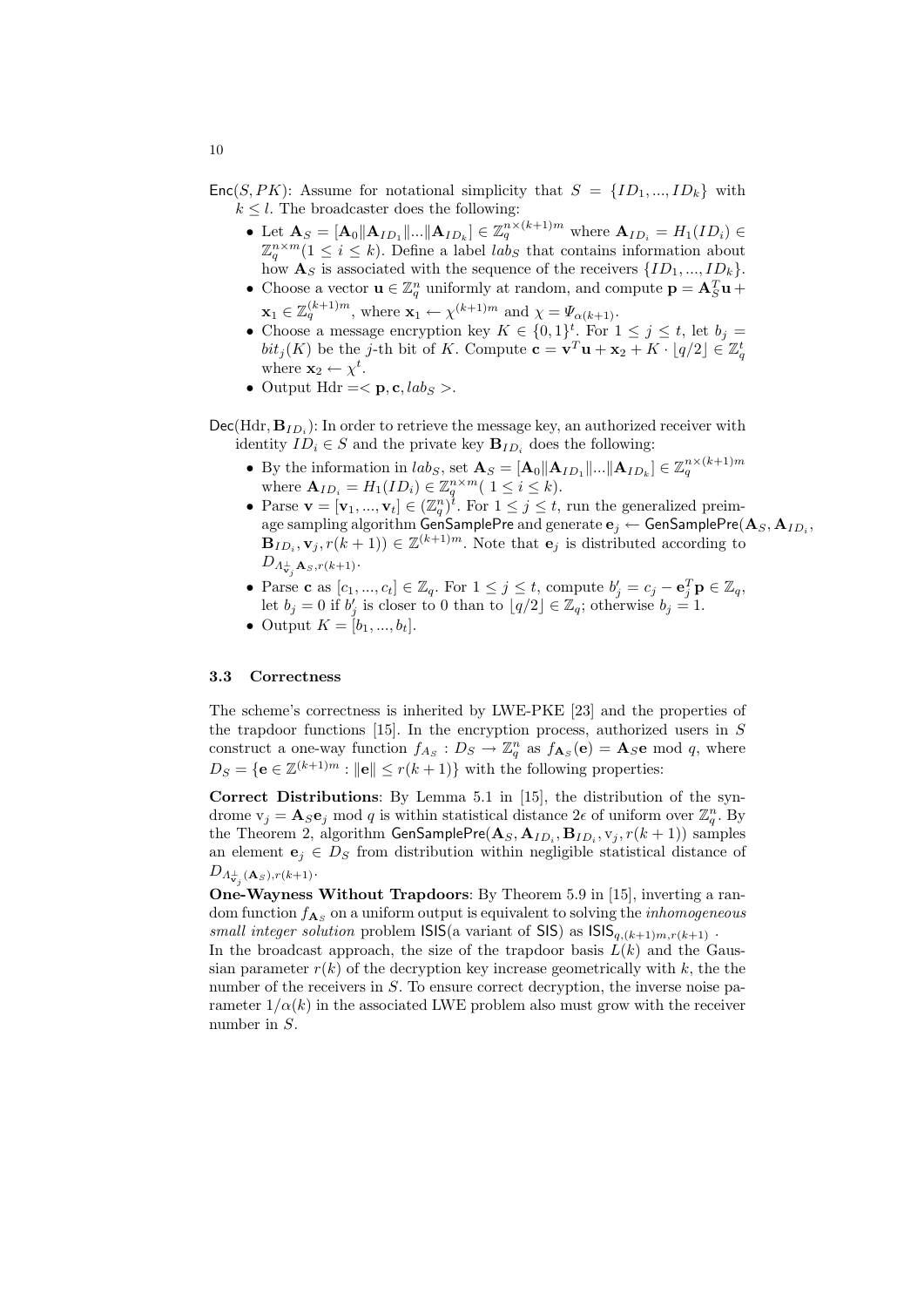$\mathsf{Enc}(S, PK)$: Assume for notational simplicity that $S = \{ID_1, ..., ID_k\}$ with $k \leq l$. The broadcaster does the following:

- Let $\mathbf{A}_S = [\mathbf{A}_0 \| \mathbf{A}_{ID_1} \| ... \| \mathbf{A}_{ID_k}] \in \mathbb{Z}_q^{n \times (k+1)m}$ where $\mathbf{A}_{ID_i} = H_1(ID_i) \in \mathbb{Z}_q^{n \times m} (1 \leq i \leq k)$. Define a label $lab_S$ that contains information about how $\mathbf{A}_S$ is associated with the sequence of the receivers $\{ID_1, ..., ID_k\}$.
- Choose a vector $\mathbf{u} \in \mathbb{Z}_q^n$ uniformly at random, and compute $\mathbf{p} = \mathbf{A}_S^T \mathbf{u} + \mathbf{x}_1 \in \mathbb{Z}_q^{(k+1)m}$, where $\mathbf{x}_1 \leftarrow \chi^{(k+1)m}$ and $\chi = \Psi_{\alpha(k+1)}$.
- Choose a message encryption key $K \in \{0,1\}^t$. For $1 \leq j \leq t$, let $b_j = bit_j(K)$ be the $j$-th bit of $K$. Compute $\mathbf{c} = \mathbf{v}^T \mathbf{u} + \mathbf{x}_2 + K \cdot \lfloor q/2 \rfloor \in \mathbb{Z}_q^t$ where $\mathbf{x}_2 \leftarrow \chi^t$.
- Output Hdr $= < \mathbf{p}, \mathbf{c}, lab_S >$.

$\mathsf{Dec}(\text{Hdr}, \mathbf{B}_{ID_i})$: In order to retrieve the message key, an authorized receiver with identity $ID_i \in S$ and the private key $\mathbf{B}_{ID_i}$ does the following:

- By the information in $lab_S$, set $\mathbf{A}_S = [\mathbf{A}_0 \| \mathbf{A}_{ID_1} \| ... \| \mathbf{A}_{ID_k}] \in \mathbb{Z}_q^{n \times (k+1)m}$ where $\mathbf{A}_{ID_i} = H_1(ID_i) \in \mathbb{Z}_q^{n \times m} (\ 1 \leq i \leq k)$.
- Parse $\mathbf{v} = [\mathbf{v}_1, ..., \mathbf{v}_t] \in (\mathbb{Z}_q^n)^t$. For $1 \leq j \leq t$, run the generalized preimage sampling algorithm $\mathsf{GenSamplePre}$ and generate $\mathbf{e}_j \leftarrow \mathsf{GenSamplePre}(\mathbf{A}_S, \mathbf{A}_{ID_i}, \mathbf{B}_{ID_i}, \mathbf{v}_j, r(k+1)) \in \mathbb{Z}^{(k+1)m}$. Note that $\mathbf{e}_j$ is distributed according to $D_{\Lambda^{\perp}_{\mathbf{v}_j} \mathbf{A}_S, r(k+1)}$.
- Parse $\mathbf{c}$ as $[c_1, ..., c_t] \in \mathbb{Z}_q$. For $1 \leq j \leq t$, compute $b'_j = c_j - \mathbf{e}_j^T \mathbf{p} \in \mathbb{Z}_q$, let $b_j = 0$ if $b'_j$ is closer to 0 than to $\lfloor q/2 \rfloor \in \mathbb{Z}_q$; otherwise $b_j = 1$.
- Output $K = [b_1, ..., b_t]$.

### 3.3 Correctness

The scheme's correctness is inherited by LWE-PKE [23] and the properties of the trapdoor functions [15]. In the encryption process, authorized users in $S$ construct a one-way function $f_{A_S} : D_S \rightarrow \mathbb{Z}_q^n$ as $f_{\mathbf{A}_S}(\mathbf{e}) = \mathbf{A}_S \mathbf{e} \bmod q$, where $D_S = \{\mathbf{e} \in \mathbb{Z}^{(k+1)m} : \|\mathbf{e}\| \leq r(k+1)\}$ with the following properties:

**Correct Distributions**: By Lemma 5.1 in [15], the distribution of the syndrome $\mathrm{v}_j = \mathbf{A}_S \mathbf{e}_j \bmod q$ is within statistical distance $2\epsilon$ of uniform over $\mathbb{Z}_q^n$. By the Theorem 2, algorithm $\mathsf{GenSamplePre}(\mathbf{A}_S, \mathbf{A}_{ID_i}, \mathbf{B}_{ID_i}, \mathrm{v}_j, r(k+1))$ samples an element $\mathbf{e}_j \in D_S$ from distribution within negligible statistical distance of $D_{\Lambda^{\perp}_{\mathbf{v}_j}(\mathbf{A}_S), r(k+1)}$.

**One-Wayness Without Trapdoors**: By Theorem 5.9 in [15], inverting a random function $f_{\mathbf{A}_S}$ on a uniform output is equivalent to solving the *inhomogeneous small integer solution* problem $\mathsf{ISIS}$(a variant of $\mathsf{SIS}$) as $\mathsf{ISIS}_{q,(k+1)m,r(k+1)}$ .

In the broadcast approach, the size of the trapdoor basis $L(k)$ and the Gaussian parameter $r(k)$ of the decryption key increase geometrically with $k$, the the number of the receivers in $S$. To ensure correct decryption, the inverse noise parameter $1/\alpha(k)$ in the associated LWE problem also must grow with the receiver number in $S$.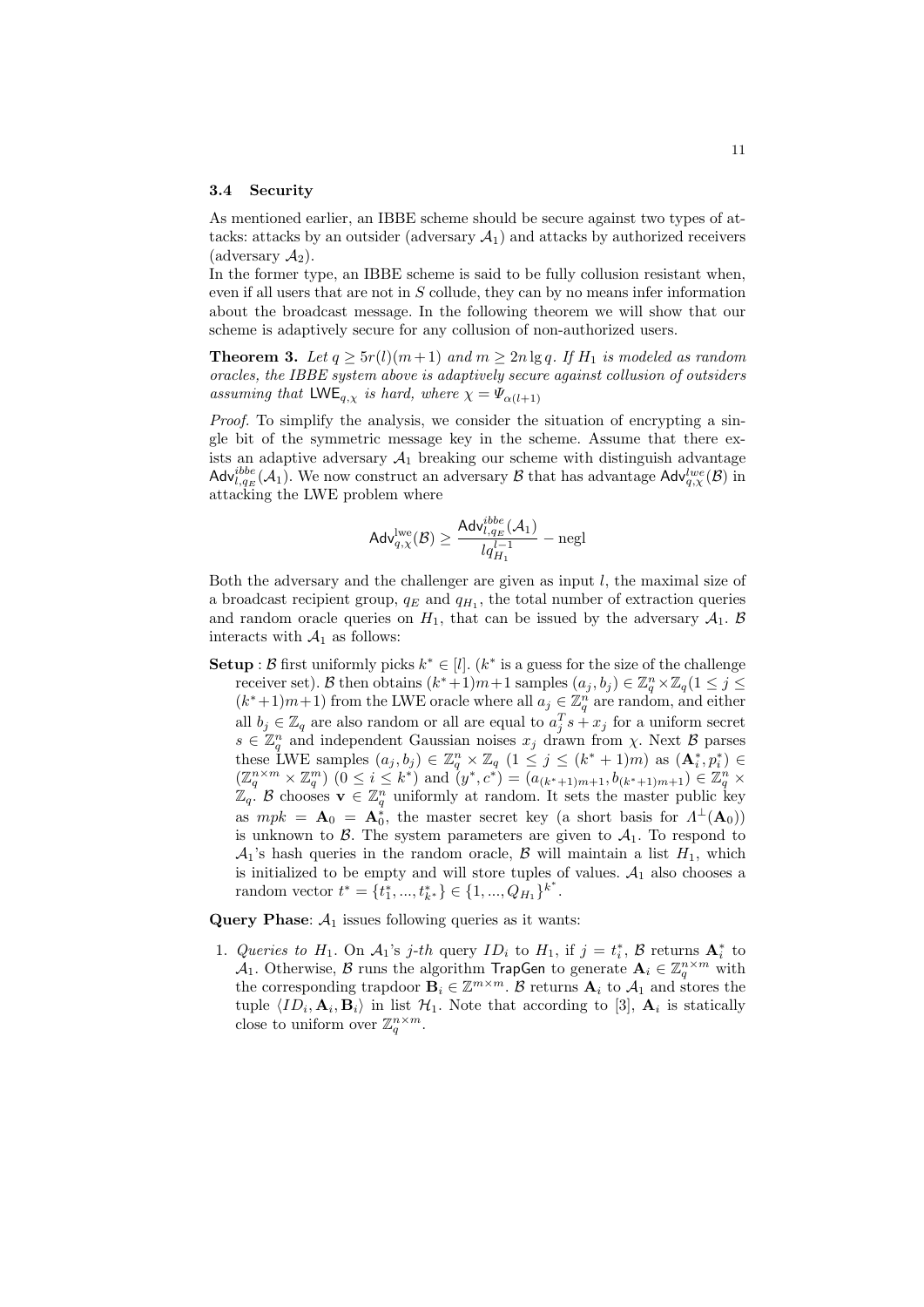### 3.4 Security

As mentioned earlier, an IBBE scheme should be secure against two types of attacks: attacks by an outsider (adversary $\mathcal{A}_1$) and attacks by authorized receivers (adversary $\mathcal{A}_2$).
In the former type, an IBBE scheme is said to be fully collusion resistant when, even if all users that are not in $S$ collude, they can by no means infer information about the broadcast message. In the following theorem we will show that our scheme is adaptively secure for any collusion of non-authorized users.

**Theorem 3.** *Let $q \geq 5r(l)(m+1)$ and $m \geq 2n \lg q$. If $H_1$ is modeled as random oracles, the IBBE system above is adaptively secure against collusion of outsiders assuming that $\mathsf{LWE}_{q,\chi}$ is hard, where $\chi = \Psi_{\alpha(l+1)}$*

*Proof.* To simplify the analysis, we consider the situation of encrypting a single bit of the symmetric message key in the scheme. Assume that there exists an adaptive adversary $\mathcal{A}_1$ breaking our scheme with distinguish advantage $\mathsf{Adv}^{ibbe}_{l,q_E}(\mathcal{A}_1)$. We now construct an adversary $\mathcal{B}$ that has advantage $\mathsf{Adv}^{lwe}_{q,\chi}(\mathcal{B})$ in attacking the LWE problem where

$$\mathsf{Adv}^{\text{lwe}}_{q,\chi}(\mathcal{B}) \geq \frac{\mathsf{Adv}^{ibbe}_{l,q_E}(\mathcal{A}_1)}{l q^{l-1}_{H_1}} - \text{negl}$$

Both the adversary and the challenger are given as input $l$, the maximal size of a broadcast recipient group, $q_E$ and $q_{H_1}$, the total number of extraction queries and random oracle queries on $H_1$, that can be issued by the adversary $\mathcal{A}_1$. $\mathcal{B}$ interacts with $\mathcal{A}_1$ as follows:

**Setup** : $\mathcal{B}$ first uniformly picks $k^* \in [l]$. ($k^*$ is a guess for the size of the challenge receiver set). $\mathcal{B}$ then obtains $(k^*+1)m+1$ samples $(a_j, b_j) \in \mathbb{Z}_q^n \times \mathbb{Z}_q (1 \leq j \leq (k^*+1)m+1)$ from the LWE oracle where all $a_j \in \mathbb{Z}_q^n$ are random, and either all $b_j \in \mathbb{Z}_q$ are also random or all are equal to $a_j^T s + x_j$ for a uniform secret $s \in \mathbb{Z}_q^n$ and independent Gaussian noises $x_j$ drawn from $\chi$. Next $\mathcal{B}$ parses these LWE samples $(a_j, b_j) \in \mathbb{Z}_q^n \times \mathbb{Z}_q$ $(1 \leq j \leq (k^*+1)m)$ as $(\mathbf{A}_i^*, p_i^*) \in (\mathbb{Z}_q^{n\times m} \times \mathbb{Z}_q^m)$ $(0 \leq i \leq k^*)$ and $(y^*, c^*) = (a_{(k^*+1)m+1}, b_{(k^*+1)m+1}) \in \mathbb{Z}_q^n \times \mathbb{Z}_q$. $\mathcal{B}$ chooses $\mathbf{v} \in \mathbb{Z}_q^n$ uniformly at random. It sets the master public key as $mpk = \mathbf{A}_0 = \mathbf{A}_0^*$, the master secret key (a short basis for $\Lambda^\perp(\mathbf{A}_0)$) is unknown to $\mathcal{B}$. The system parameters are given to $\mathcal{A}_1$. To respond to $\mathcal{A}_1$'s hash queries in the random oracle, $\mathcal{B}$ will maintain a list $H_1$, which is initialized to be empty and will store tuples of values. $\mathcal{A}_1$ also chooses a random vector $t^* = \{t_1^*, ..., t_{k^*}^*\} \in \{1, ..., Q_{H_1}\}^{k^*}$.

**Query Phase**: $\mathcal{A}_1$ issues following queries as it wants:

1. *Queries to* $H_1$. On $\mathcal{A}_1$'s $j$-$th$ query $ID_i$ to $H_1$, if $j = t_i^*$, $\mathcal{B}$ returns $\mathbf{A}_i^*$ to $\mathcal{A}_1$. Otherwise, $\mathcal{B}$ runs the algorithm $\mathsf{TrapGen}$ to generate $\mathbf{A}_i \in \mathbb{Z}_q^{n\times m}$ with the corresponding trapdoor $\mathbf{B}_i \in \mathbb{Z}^{m\times m}$. $\mathcal{B}$ returns $\mathbf{A}_i$ to $\mathcal{A}_1$ and stores the tuple $\langle ID_i, \mathbf{A}_i, \mathbf{B}_i \rangle$ in list $\mathcal{H}_1$. Note that according to [3], $\mathbf{A}_i$ is statically close to uniform over $\mathbb{Z}_q^{n\times m}$.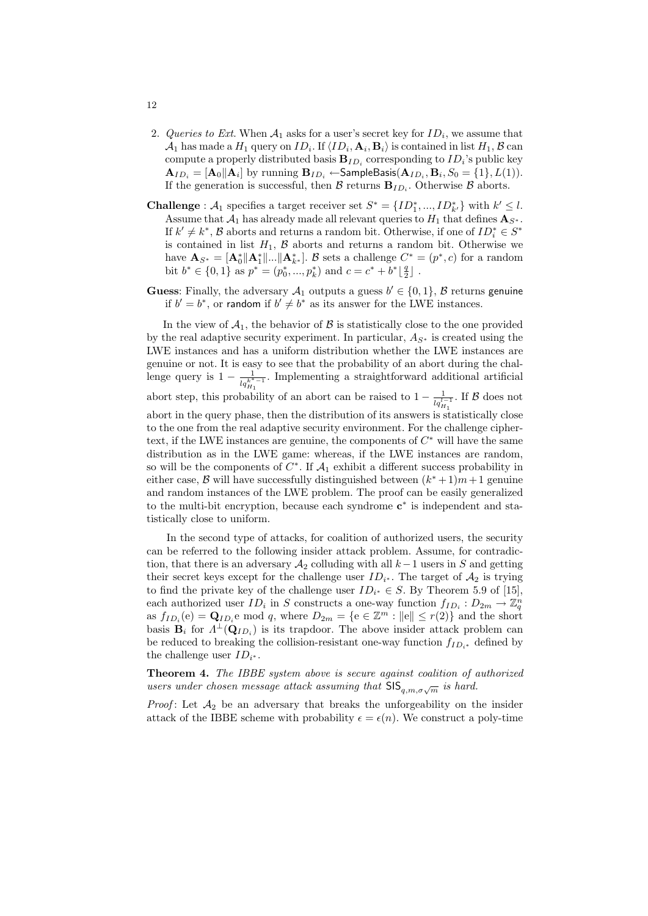2. *Queries to Ext.* When $\mathcal{A}_1$ asks for a user's secret key for $ID_i$, we assume that $\mathcal{A}_1$ has made a $H_1$ query on $ID_i$. If $\langle ID_i, \mathbf{A}_i, \mathbf{B}_i \rangle$ is contained in list $H_1$, $\mathcal{B}$ can compute a properly distributed basis $\mathbf{B}_{ID_i}$ corresponding to $ID_i$'s public key $\mathbf{A}_{ID_i} = [\mathbf{A}_0 \| \mathbf{A}_i]$ by running $\mathbf{B}_{ID_i} \leftarrow \mathsf{SampleBasis}(\mathbf{A}_{ID_i}, \mathbf{B}_i, S_0 = \{1\}, L(1))$. If the generation is successful, then $\mathcal{B}$ returns $\mathbf{B}_{ID_i}$. Otherwise $\mathcal{B}$ aborts.

**Challenge** : $\mathcal{A}_1$ specifies a target receiver set $S^* = \{ID_1^*, ..., ID_{k'}^*\}$ with $k' \le l$. Assume that $\mathcal{A}_1$ has already made all relevant queries to $H_1$ that defines $\mathbf{A}_{S^*}$. If $k' \ne k^*$, $\mathcal{B}$ aborts and returns a random bit. Otherwise, if one of $ID_i^* \in S^*$ is contained in list $H_1$, $\mathcal{B}$ aborts and returns a random bit. Otherwise we have $\mathbf{A}_{S^*} = [\mathbf{A}_0^* \| \mathbf{A}_1^* \| ... \| \mathbf{A}_{k^*}^*]$. $\mathcal{B}$ sets a challenge $C^* = (p^*, c)$ for a random bit $b^* \in \{0, 1\}$ as $p^* = (p_0^*, ..., p_k^*)$ and $c = c^* + b^* \lfloor \frac{q}{2} \rfloor$ .

**Guess**: Finally, the adversary $\mathcal{A}_1$ outputs a guess $b' \in \{0, 1\}$, $\mathcal{B}$ returns $\mathsf{genuine}$ if $b' = b^*$, or $\mathsf{random}$ if $b' \ne b^*$ as its answer for the LWE instances.

In the view of $\mathcal{A}_1$, the behavior of $\mathcal{B}$ is statistically close to the one provided by the real adaptive security experiment. In particular, $A_{S^*}$ is created using the LWE instances and has a uniform distribution whether the LWE instances are genuine or not. It is easy to see that the probability of an abort during the challenge query is $1 - \frac{1}{lq_{H_1}^{k^*-1}}$. Implementing a straightforward additional artificial abort step, this probability of an abort can be raised to $1 - \frac{1}{lq_{H_1}^{l-1}}$. If $\mathcal{B}$ does not abort in the query phase, then the distribution of its answers is statistically close to the one from the real adaptive security environment. For the challenge ciphertext, if the LWE instances are genuine, the components of $C^*$ will have the same distribution as in the LWE game: whereas, if the LWE instances are random, so will be the components of $C^*$. If $\mathcal{A}_1$ exhibit a different success probability in either case, $\mathcal{B}$ will have successfully distinguished between $(k^*+1)m+1$ genuine and random instances of the LWE problem. The proof can be easily generalized to the multi-bit encryption, because each syndrome $\mathbf{c}^*$ is independent and statistically close to uniform.

In the second type of attacks, for coalition of authorized users, the security can be referred to the following insider attack problem. Assume, for contradiction, that there is an adversary $\mathcal{A}_2$ colluding with all $k-1$ users in $S$ and getting their secret keys except for the challenge user $ID_{i^*}$. The target of $\mathcal{A}_2$ is trying to find the private key of the challenge user $ID_{i^*} \in S$. By Theorem 5.9 of [15], each authorized user $ID_i$ in $S$ constructs a one-way function $f_{ID_i} : D_{2m} \to \mathbb{Z}_q^n$ as $f_{ID_i}(\mathrm{e}) = \mathbf{Q}_{ID_i}\mathrm{e} \bmod q$, where $D_{2m} = \{\mathrm{e} \in \mathbb{Z}^m : \|\mathrm{e}\| \le r(2)\}$ and the short basis $\mathbf{B}_i$ for $\Lambda^{\perp}(\mathbf{Q}_{ID_i})$ is its trapdoor. The above insider attack problem can be reduced to breaking the collision-resistant one-way function $f_{ID_{i^*}}$ defined by the challenge user $ID_{i^*}$.

**Theorem 4.** *The IBBE system above is secure against coalition of authorized users under chosen message attack assuming that* $\mathsf{SIS}_{q,m,\sigma\sqrt{m}}$ *is hard.*

*Proof*: Let $\mathcal{A}_2$ be an adversary that breaks the unforgeability on the insider attack of the IBBE scheme with probability $\epsilon = \epsilon(n)$. We construct a poly-time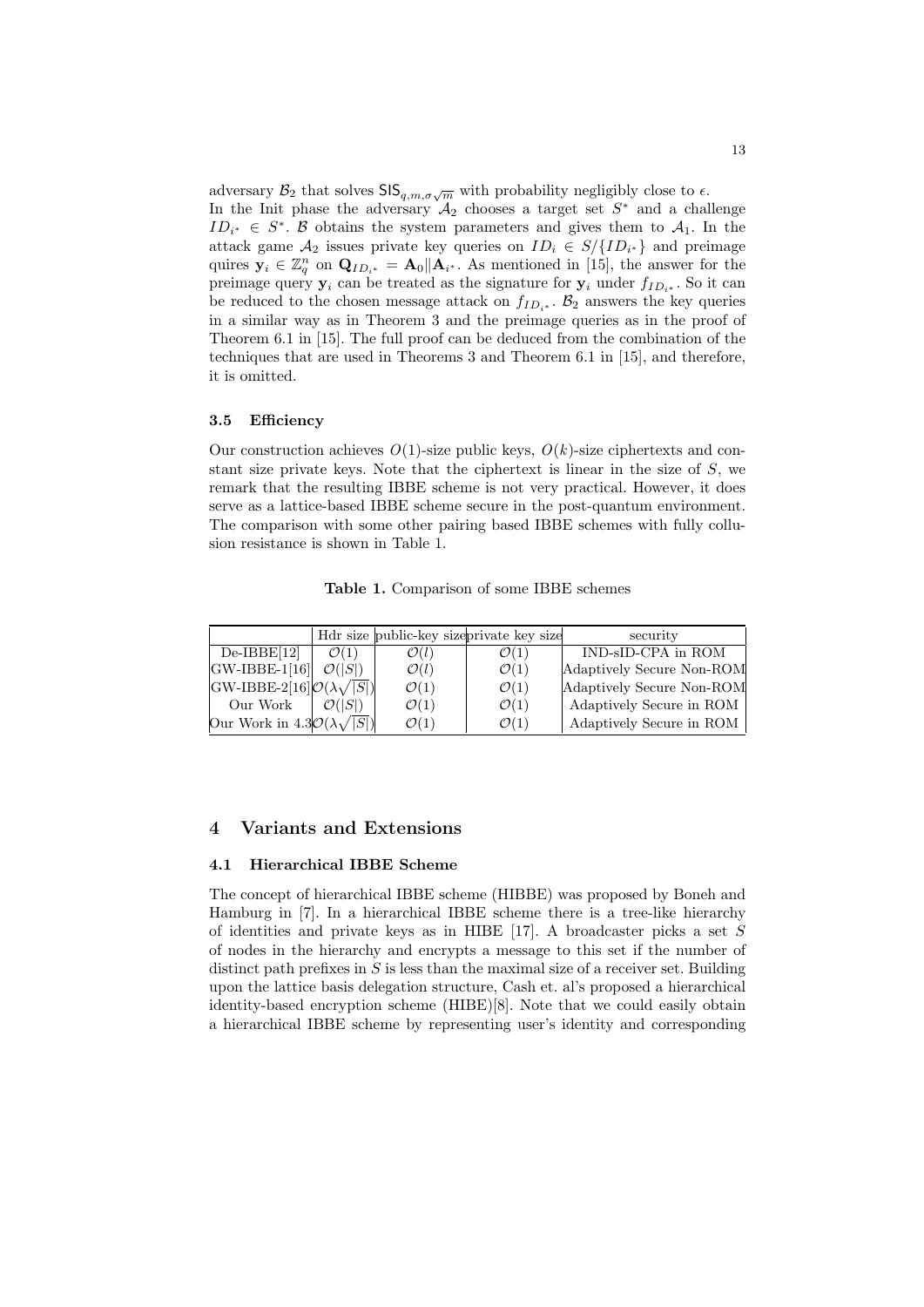adversary $\mathcal{B}_2$ that solves $\mathsf{SIS}_{q,m,\sigma\sqrt{m}}$ with probability negligibly close to $\epsilon$.
In the Init phase the adversary $\mathcal{A}_2$ chooses a target set $S^*$ and a challenge $ID_{i^*} \in S^*$. $\mathcal{B}$ obtains the system parameters and gives them to $\mathcal{A}_1$. In the attack game $\mathcal{A}_2$ issues private key queries on $ID_i \in S/\{ID_{i^*}\}$ and preimage quires $\mathbf{y}_i \in \mathbb{Z}_q^n$ on $\mathbf{Q}_{ID_{i^*}} = \mathbf{A}_0 \| \mathbf{A}_{i^*}$. As mentioned in [15], the answer for the preimage query $\mathbf{y}_i$ can be treated as the signature for $\mathbf{y}_i$ under $f_{ID_{i^*}}$. So it can be reduced to the chosen message attack on $f_{ID_{i^*}}$. $\mathcal{B}_2$ answers the key queries in a similar way as in Theorem 3 and the preimage queries as in the proof of Theorem 6.1 in [15]. The full proof can be deduced from the combination of the techniques that are used in Theorems 3 and Theorem 6.1 in [15], and therefore, it is omitted.

### 3.5 Efficiency

Our construction achieves $O(1)$-size public keys, $O(k)$-size ciphertexts and constant size private keys. Note that the ciphertext is linear in the size of $S$, we remark that the resulting IBBE scheme is not very practical. However, it does serve as a lattice-based IBBE scheme secure in the post-quantum environment. The comparison with some other pairing based IBBE schemes with fully collusion resistance is shown in Table 1.

**Table 1.** Comparison of some IBBE schemes

| | Hdr size | public-key size | private key size | security |
|---|---|---|---|---|
| De-IBBE[12] | $\mathcal{O}(1)$ | $\mathcal{O}(l)$ | $\mathcal{O}(1)$ | IND-sID-CPA in ROM |
| GW-IBBE-1[16] | $\mathcal{O}(\|S\|)$ | $\mathcal{O}(l)$ | $\mathcal{O}(1)$ | Adaptively Secure Non-ROM |
| GW-IBBE-2[16] | $\mathcal{O}(\lambda\sqrt{\|S\|})$ | $\mathcal{O}(1)$ | $\mathcal{O}(1)$ | Adaptively Secure Non-ROM |
| Our Work | $\mathcal{O}(\|S\|)$ | $\mathcal{O}(1)$ | $\mathcal{O}(1)$ | Adaptively Secure in ROM |
| Our Work in 4.3 | $\mathcal{O}(\lambda\sqrt{\|S\|})$ | $\mathcal{O}(1)$ | $\mathcal{O}(1)$ | Adaptively Secure in ROM |

## 4 Variants and Extensions

### 4.1 Hierarchical IBBE Scheme

The concept of hierarchical IBBE scheme (HIBBE) was proposed by Boneh and Hamburg in [7]. In a hierarchical IBBE scheme there is a tree-like hierarchy of identities and private keys as in HIBE [17]. A broadcaster picks a set $S$ of nodes in the hierarchy and encrypts a message to this set if the number of distinct path prefixes in $S$ is less than the maximal size of a receiver set. Building upon the lattice basis delegation structure, Cash et. al's proposed a hierarchical identity-based encryption scheme (HIBE)[8]. Note that we could easily obtain a hierarchical IBBE scheme by representing user's identity and corresponding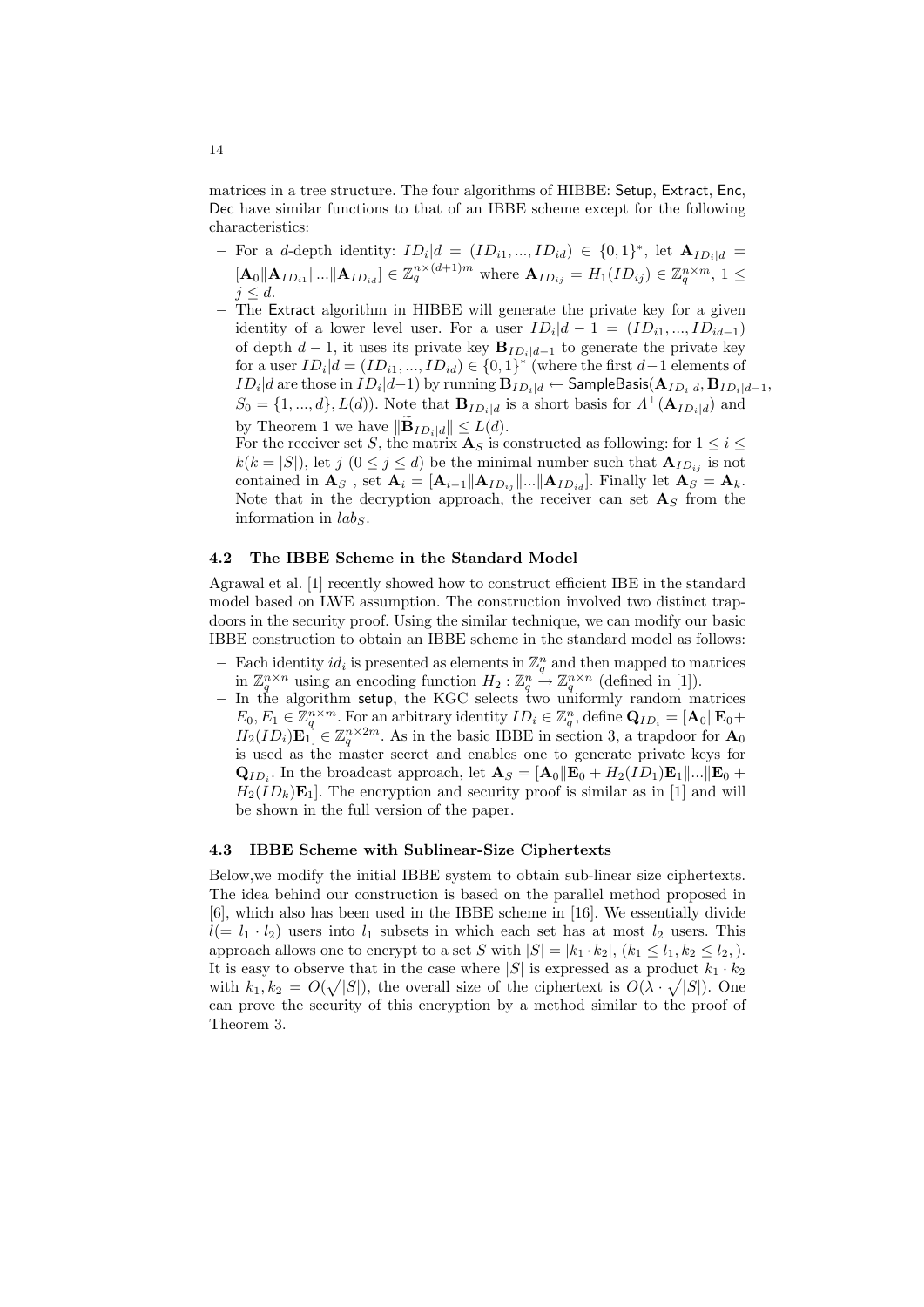matrices in a tree structure. The four algorithms of HIBBE: Setup, Extract, Enc, Dec have similar functions to that of an IBBE scheme except for the following characteristics:

- For a $d$-depth identity: $ID_i|d = (ID_{i1}, ..., ID_{id}) \in \{0,1\}^*$, let $\mathbf{A}_{ID_i|d} = [\mathbf{A}_0 \| \mathbf{A}_{ID_{i1}} \| ... \| \mathbf{A}_{ID_{id}}] \in \mathbb{Z}_q^{n \times (d+1)m}$ where $\mathbf{A}_{ID_{ij}} = H_1(ID_{ij}) \in \mathbb{Z}_q^{n \times m}$, $1 \leq j \leq d$.
- The Extract algorithm in HIBBE will generate the private key for a given identity of a lower level user. For a user $ID_i|d-1 = (ID_{i1}, ..., ID_{id-1})$ of depth $d-1$, it uses its private key $\mathbf{B}_{ID_i|d-1}$ to generate the private key for a user $ID_i|d = (ID_{i1}, ..., ID_{id}) \in \{0,1\}^*$ (where the first $d-1$ elements of $ID_i|d$ are those in $ID_i|d-1$) by running $\mathbf{B}_{ID_i|d} \leftarrow \mathsf{SampleBasis}(\mathbf{A}_{ID_i|d}, \mathbf{B}_{ID_i|d-1}, S_0 = \{1, ..., d\}, L(d))$. Note that $\mathbf{B}_{ID_i|d}$ is a short basis for $\Lambda^{\perp}(\mathbf{A}_{ID_i|d})$ and by Theorem 1 we have $\|\widetilde{\mathbf{B}}_{ID_i|d}\| \leq L(d)$.
- For the receiver set $S$, the matrix $\mathbf{A}_S$ is constructed as following: for $1 \leq i \leq k (k = |S|)$, let $j$ $(0 \leq j \leq d)$ be the minimal number such that $\mathbf{A}_{ID_{ij}}$ is not contained in $\mathbf{A}_S$ , set $\mathbf{A}_i = [\mathbf{A}_{i-1} \| \mathbf{A}_{ID_{ij}} \| ... \| \mathbf{A}_{ID_{id}}]$. Finally let $\mathbf{A}_S = \mathbf{A}_k$. Note that in the decryption approach, the receiver can set $\mathbf{A}_S$ from the information in $lab_S$.

### 4.2 The IBBE Scheme in the Standard Model

Agrawal et al. [1] recently showed how to construct efficient IBE in the standard model based on LWE assumption. The construction involved two distinct trapdoors in the security proof. Using the similar technique, we can modify our basic IBBE construction to obtain an IBBE scheme in the standard model as follows:

- Each identity $id_i$ is presented as elements in $\mathbb{Z}_q^n$ and then mapped to matrices in $\mathbb{Z}_q^{n \times n}$ using an encoding function $H_2 : \mathbb{Z}_q^n \to \mathbb{Z}_q^{n \times n}$ (defined in [1]).
- In the algorithm setup, the KGC selects two uniformly random matrices $E_0, E_1 \in \mathbb{Z}_q^{n \times m}$. For an arbitrary identity $ID_i \in \mathbb{Z}_q^n$, define $\mathbf{Q}_{ID_i} = [\mathbf{A}_0 \| \mathbf{E}_0 + H_2(ID_i)\mathbf{E}_1] \in \mathbb{Z}_q^{n \times 2m}$. As in the basic IBBE in section 3, a trapdoor for $\mathbf{A}_0$ is used as the master secret and enables one to generate private keys for $\mathbf{Q}_{ID_i}$. In the broadcast approach, let $\mathbf{A}_S = [\mathbf{A}_0 \| \mathbf{E}_0 + H_2(ID_1)\mathbf{E}_1 \| ... \| \mathbf{E}_0 + H_2(ID_k)\mathbf{E}_1]$. The encryption and security proof is similar as in [1] and will be shown in the full version of the paper.

### 4.3 IBBE Scheme with Sublinear-Size Ciphertexts

Below,we modify the initial IBBE system to obtain sub-linear size ciphertexts. The idea behind our construction is based on the parallel method proposed in [6], which also has been used in the IBBE scheme in [16]. We essentially divide $l (= l_1 \cdot l_2)$ users into $l_1$ subsets in which each set has at most $l_2$ users. This approach allows one to encrypt to a set $S$ with $|S| = |k_1 \cdot k_2|$, $(k_1 \leq l_1, k_2 \leq l_2, )$. It is easy to observe that in the case where $|S|$ is expressed as a product $k_1 \cdot k_2$ with $k_1, k_2 = O(\sqrt{|S|})$, the overall size of the ciphertext is $O(\lambda \cdot \sqrt{|S|})$. One can prove the security of this encryption by a method similar to the proof of Theorem 3.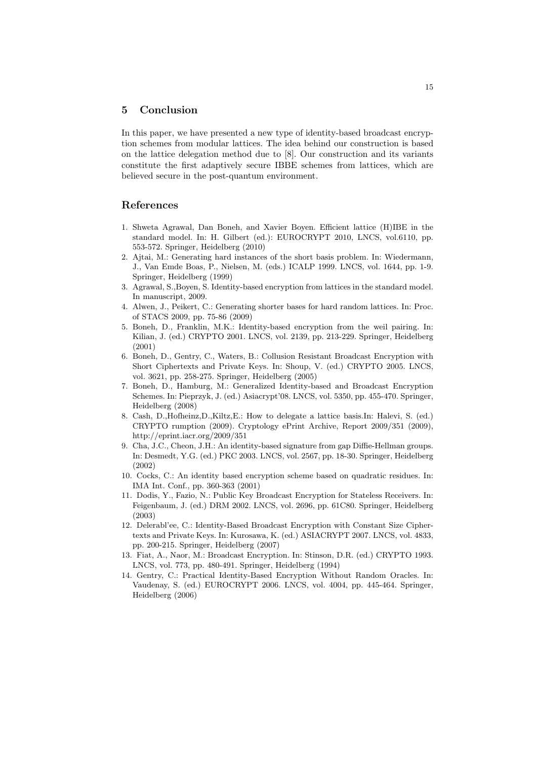## 5 Conclusion

In this paper, we have presented a new type of identity-based broadcast encryption schemes from modular lattices. The idea behind our construction is based on the lattice delegation method due to [8]. Our construction and its variants constitute the first adaptively secure IBBE schemes from lattices, which are believed secure in the post-quantum environment.

## References

1. Shweta Agrawal, Dan Boneh, and Xavier Boyen. Efficient lattice (H)IBE in the standard model. In: H. Gilbert (ed.): EUROCRYPT 2010, LNCS, vol.6110, pp. 553-572. Springer, Heidelberg (2010)
2. Ajtai, M.: Generating hard instances of the short basis problem. In: Wiedermann, J., Van Emde Boas, P., Nielsen, M. (eds.) ICALP 1999. LNCS, vol. 1644, pp. 1-9. Springer, Heidelberg (1999)
3. Agrawal, S.,Boyen, S. Identity-based encryption from lattices in the standard model. In manuscript, 2009.
4. Alwen, J., Peikert, C.: Generating shorter bases for hard random lattices. In: Proc. of STACS 2009, pp. 75-86 (2009)
5. Boneh, D., Franklin, M.K.: Identity-based encryption from the weil pairing. In: Kilian, J. (ed.) CRYPTO 2001. LNCS, vol. 2139, pp. 213-229. Springer, Heidelberg (2001)
6. Boneh, D., Gentry, C., Waters, B.: Collusion Resistant Broadcast Encryption with Short Ciphertexts and Private Keys. In: Shoup, V. (ed.) CRYPTO 2005. LNCS, vol. 3621, pp. 258-275. Springer, Heidelberg (2005)
7. Boneh, D., Hamburg, M.: Generalized Identity-based and Broadcast Encryption Schemes. In: Pieprzyk, J. (ed.) Asiacrypt'08. LNCS, vol. 5350, pp. 455-470. Springer, Heidelberg (2008)
8. Cash, D.,Hofheinz,D.,Kiltz,E.: How to delegate a lattice basis.In: Halevi, S. (ed.) CRYPTO rumption (2009). Cryptology ePrint Archive, Report 2009/351 (2009), http://eprint.iacr.org/2009/351
9. Cha, J.C., Cheon, J.H.: An identity-based signature from gap Diffie-Hellman groups. In: Desmedt, Y.G. (ed.) PKC 2003. LNCS, vol. 2567, pp. 18-30. Springer, Heidelberg (2002)
10. Cocks, C.: An identity based encryption scheme based on quadratic residues. In: IMA Int. Conf., pp. 360-363 (2001)
11. Dodis, Y., Fazio, N.: Public Key Broadcast Encryption for Stateless Receivers. In: Feigenbaum, J. (ed.) DRM 2002. LNCS, vol. 2696, pp. 61C80. Springer, Heidelberg (2003)
12. Delerabl'ee, C.: Identity-Based Broadcast Encryption with Constant Size Ciphertexts and Private Keys. In: Kurosawa, K. (ed.) ASIACRYPT 2007. LNCS, vol. 4833, pp. 200-215. Springer, Heidelberg (2007)
13. Fiat, A., Naor, M.: Broadcast Encryption. In: Stinson, D.R. (ed.) CRYPTO 1993. LNCS, vol. 773, pp. 480-491. Springer, Heidelberg (1994)
14. Gentry, C.: Practical Identity-Based Encryption Without Random Oracles. In: Vaudenay, S. (ed.) EUROCRYPT 2006. LNCS, vol. 4004, pp. 445-464. Springer, Heidelberg (2006)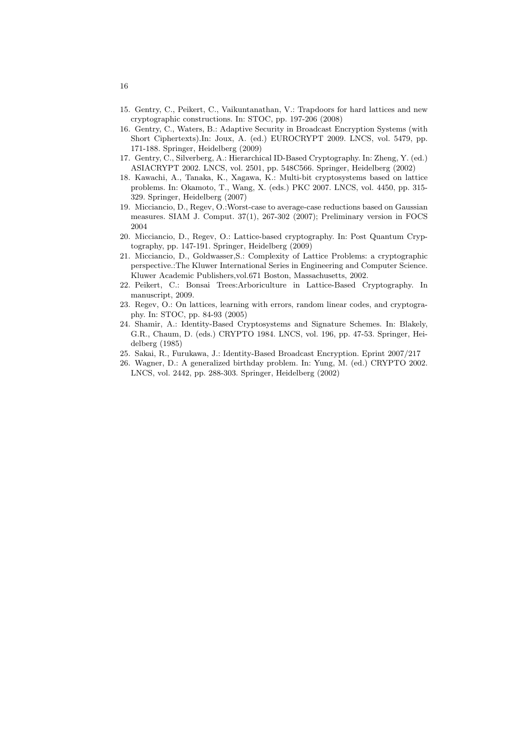15. Gentry, C., Peikert, C., Vaikuntanathan, V.: Trapdoors for hard lattices and new cryptographic constructions. In: STOC, pp. 197-206 (2008)
16. Gentry, C., Waters, B.: Adaptive Security in Broadcast Encryption Systems (with Short Ciphertexts).In: Joux, A. (ed.) EUROCRYPT 2009. LNCS, vol. 5479, pp. 171-188. Springer, Heidelberg (2009)
17. Gentry, C., Silverberg, A.: Hierarchical ID-Based Cryptography. In: Zheng, Y. (ed.) ASIACRYPT 2002. LNCS, vol. 2501, pp. 548C566. Springer, Heidelberg (2002)
18. Kawachi, A., Tanaka, K., Xagawa, K.: Multi-bit cryptosystems based on lattice problems. In: Okamoto, T., Wang, X. (eds.) PKC 2007. LNCS, vol. 4450, pp. 315-329. Springer, Heidelberg (2007)
19. Micciancio, D., Regev, O.:Worst-case to average-case reductions based on Gaussian measures. SIAM J. Comput. 37(1), 267-302 (2007); Preliminary version in FOCS 2004
20. Micciancio, D., Regev, O.: Lattice-based cryptography. In: Post Quantum Cryptography, pp. 147-191. Springer, Heidelberg (2009)
21. Micciancio, D., Goldwasser,S.: Complexity of Lattice Problems: a cryptographic perspective.:The Kluwer International Series in Engineering and Computer Science. Kluwer Academic Publishers,vol.671 Boston, Massachusetts, 2002.
22. Peikert, C.: Bonsai Trees:Arboriculture in Lattice-Based Cryptography. In manuscript, 2009.
23. Regev, O.: On lattices, learning with errors, random linear codes, and cryptography. In: STOC, pp. 84-93 (2005)
24. Shamir, A.: Identity-Based Cryptosystems and Signature Schemes. In: Blakely, G.R., Chaum, D. (eds.) CRYPTO 1984. LNCS, vol. 196, pp. 47-53. Springer, Heidelberg (1985)
25. Sakai, R., Furukawa, J.: Identity-Based Broadcast Encryption. Eprint 2007/217
26. Wagner, D.: A generalized birthday problem. In: Yung, M. (ed.) CRYPTO 2002. LNCS, vol. 2442, pp. 288-303. Springer, Heidelberg (2002)